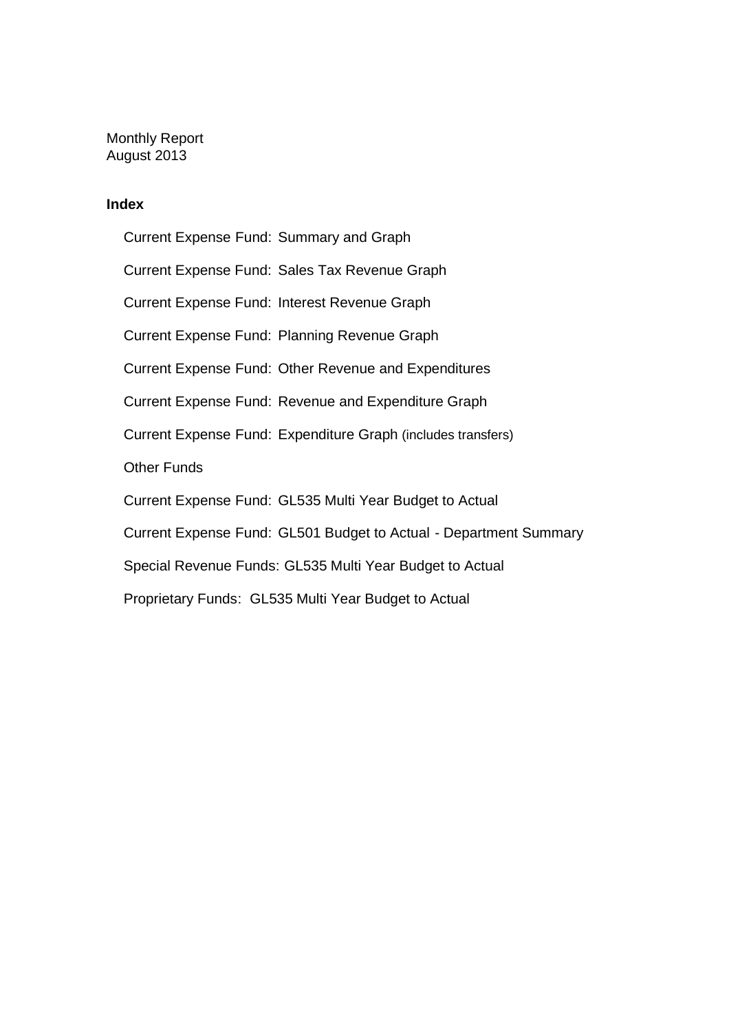Monthly Report
August 2013

**Index**

- Current Expense Fund: Summary and Graph
- Current Expense Fund: Sales Tax Revenue Graph
- Current Expense Fund: Interest Revenue Graph
- Current Expense Fund: Planning Revenue Graph
- Current Expense Fund: Other Revenue and Expenditures
- Current Expense Fund: Revenue and Expenditure Graph
- Current Expense Fund: Expenditure Graph (includes transfers)
- Other Funds
- Current Expense Fund: GL535 Multi Year Budget to Actual
- Current Expense Fund: GL501 Budget to Actual - Department Summary
- Special Revenue Funds: GL535 Multi Year Budget to Actual
- Proprietary Funds: GL535 Multi Year Budget to Actual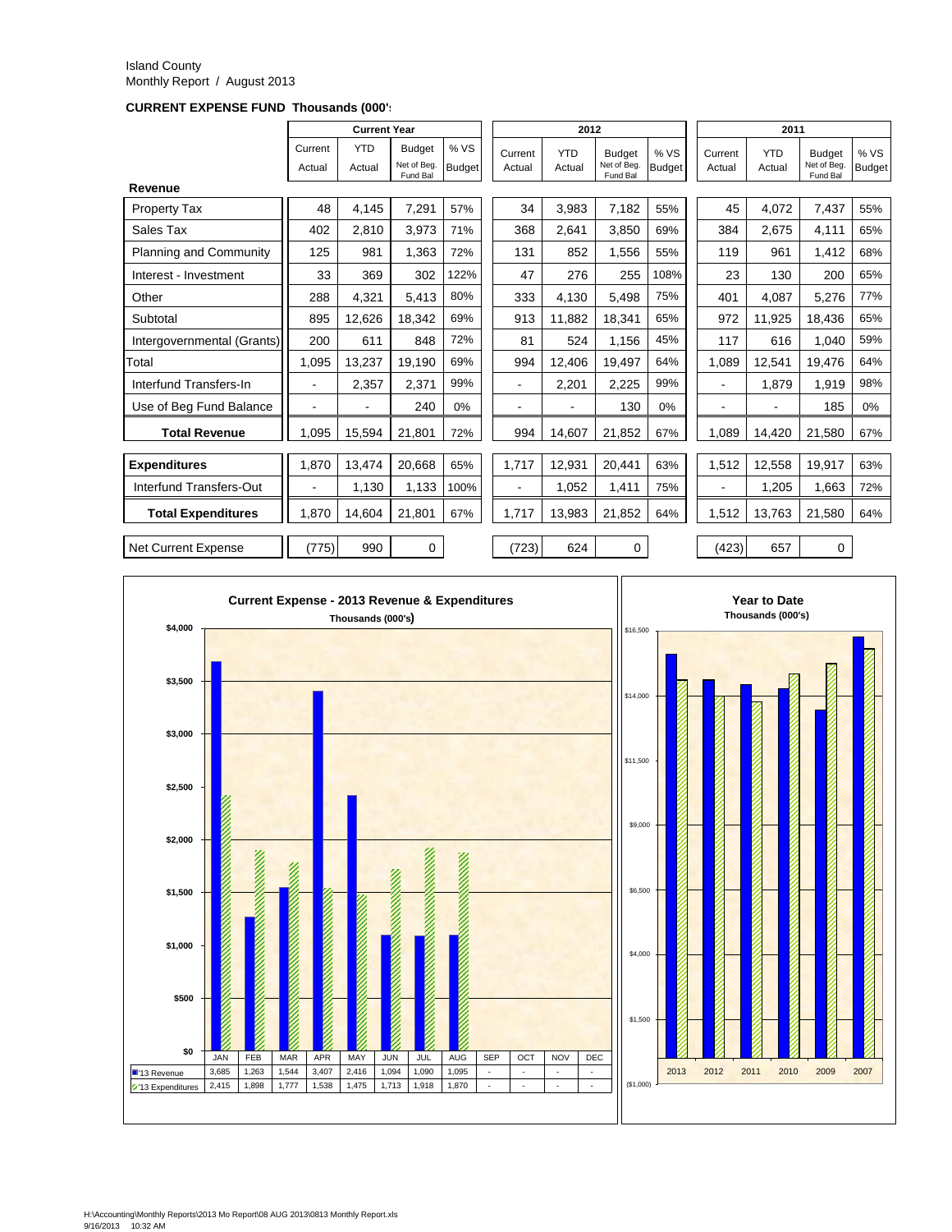Island County
Monthly Report / August 2013

**CURRENT EXPENSE FUND Thousands (000's)**

| | Current Year | | | | 2012 | | | | 2011 | | | |
|---|---|---|---|---|---|---|---|---|---|---|---|---|
| | Current Actual | YTD Actual | Budget Net of Beg. Fund Bal | % VS Budget | Current Actual | YTD Actual | Budget Net of Beg. Fund Bal | % VS Budget | Current Actual | YTD Actual | Budget Net of Beg. Fund Bal | % VS Budget |
| **Revenue** | | | | | | | | | | | | |
| Property Tax | 48 | 4,145 | 7,291 | 57% | 34 | 3,983 | 7,182 | 55% | 45 | 4,072 | 7,437 | 55% |
| Sales Tax | 402 | 2,810 | 3,973 | 71% | 368 | 2,641 | 3,850 | 69% | 384 | 2,675 | 4,111 | 65% |
| Planning and Community | 125 | 981 | 1,363 | 72% | 131 | 852 | 1,556 | 55% | 119 | 961 | 1,412 | 68% |
| Interest - Investment | 33 | 369 | 302 | 122% | 47 | 276 | 255 | 108% | 23 | 130 | 200 | 65% |
| Other | 288 | 4,321 | 5,413 | 80% | 333 | 4,130 | 5,498 | 75% | 401 | 4,087 | 5,276 | 77% |
| Subtotal | 895 | 12,626 | 18,342 | 69% | 913 | 11,882 | 18,341 | 65% | 972 | 11,925 | 18,436 | 65% |
| Intergovernmental (Grants) | 200 | 611 | 848 | 72% | 81 | 524 | 1,156 | 45% | 117 | 616 | 1,040 | 59% |
| Total | 1,095 | 13,237 | 19,190 | 69% | 994 | 12,406 | 19,497 | 64% | 1,089 | 12,541 | 19,476 | 64% |
| Interfund Transfers-In | - | 2,357 | 2,371 | 99% | - | 2,201 | 2,225 | 99% | - | 1,879 | 1,919 | 98% |
| Use of Beg Fund Balance | - | - | 240 | 0% | - | - | 130 | 0% | - | - | 185 | 0% |
| **Total Revenue** | 1,095 | 15,594 | 21,801 | 72% | 994 | 14,607 | 21,852 | 67% | 1,089 | 14,420 | 21,580 | 67% |
| **Expenditures** | 1,870 | 13,474 | 20,668 | 65% | 1,717 | 12,931 | 20,441 | 63% | 1,512 | 12,558 | 19,917 | 63% |
| Interfund Transfers-Out | - | 1,130 | 1,133 | 100% | - | 1,052 | 1,411 | 75% | - | 1,205 | 1,663 | 72% |
| **Total Expenditures** | 1,870 | 14,604 | 21,801 | 67% | 1,717 | 13,983 | 21,852 | 64% | 1,512 | 13,763 | 21,580 | 64% |
| Net Current Expense | (775) | 990 | 0 | | (723) | 624 | 0 | | (423) | 657 | 0 | |

**Current Expense - 2013 Revenue & Expenditures**
Thousands (000's)

| | JAN | FEB | MAR | APR | MAY | JUN | JUL | AUG | SEP | OCT | NOV | DEC |
|---|---|---|---|---|---|---|---|---|---|---|---|---|
| '13 Revenue | 3,685 | 1,263 | 1,544 | 3,407 | 2,416 | 1,094 | 1,090 | 1,095 | - | - | - | - |
| '13 Expenditures | 2,415 | 1,898 | 1,777 | 1,538 | 1,475 | 1,713 | 1,918 | 1,870 | - | - | - | - |

**Year to Date**
Thousands (000's)

2013, 2012, 2011, 2010, 2009, 2007

H:\Accounting\Monthly Reports\2013 Mo Report\08 AUG 2013\0813 Monthly Report.xls
9/16/2013 10:32 AM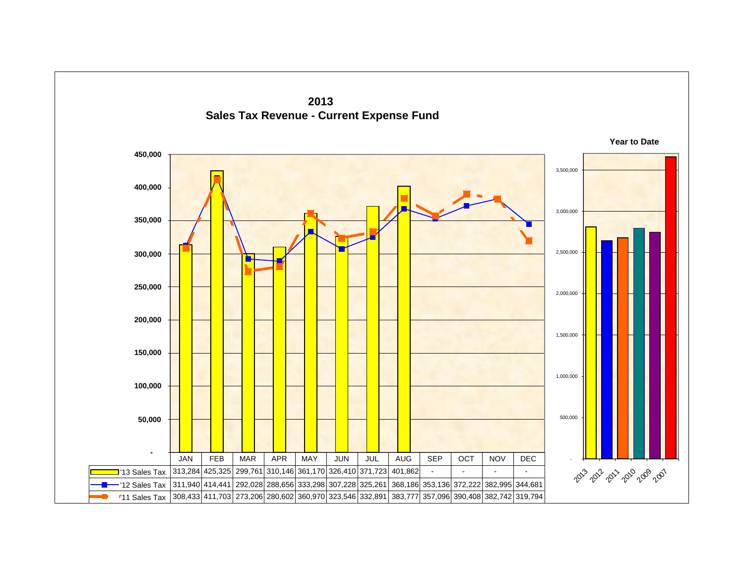# 2013
## Sales Tax Revenue - Current Expense Fund

| | JAN | FEB | MAR | APR | MAY | JUN | JUL | AUG | SEP | OCT | NOV | DEC |
|---|---|---|---|---|---|---|---|---|---|---|---|---|
| '13 Sales Tax | 313,284 | 425,325 | 299,761 | 310,146 | 361,170 | 326,410 | 371,723 | 401,862 | - | - | - | - |
| '12 Sales Tax | 311,940 | 414,441 | 292,028 | 288,656 | 333,298 | 307,228 | 325,261 | 368,186 | 353,136 | 372,222 | 382,995 | 344,681 |
| '11 Sales Tax | 308,433 | 411,703 | 273,206 | 280,602 | 360,970 | 323,546 | 332,891 | 383,777 | 357,096 | 390,408 | 382,742 | 319,794 |

**Year to Date**

(Bar chart comparing year-to-date totals for 2013, 2012, 2011, 2010, 2009, 2007; axis from - to 3,500,000)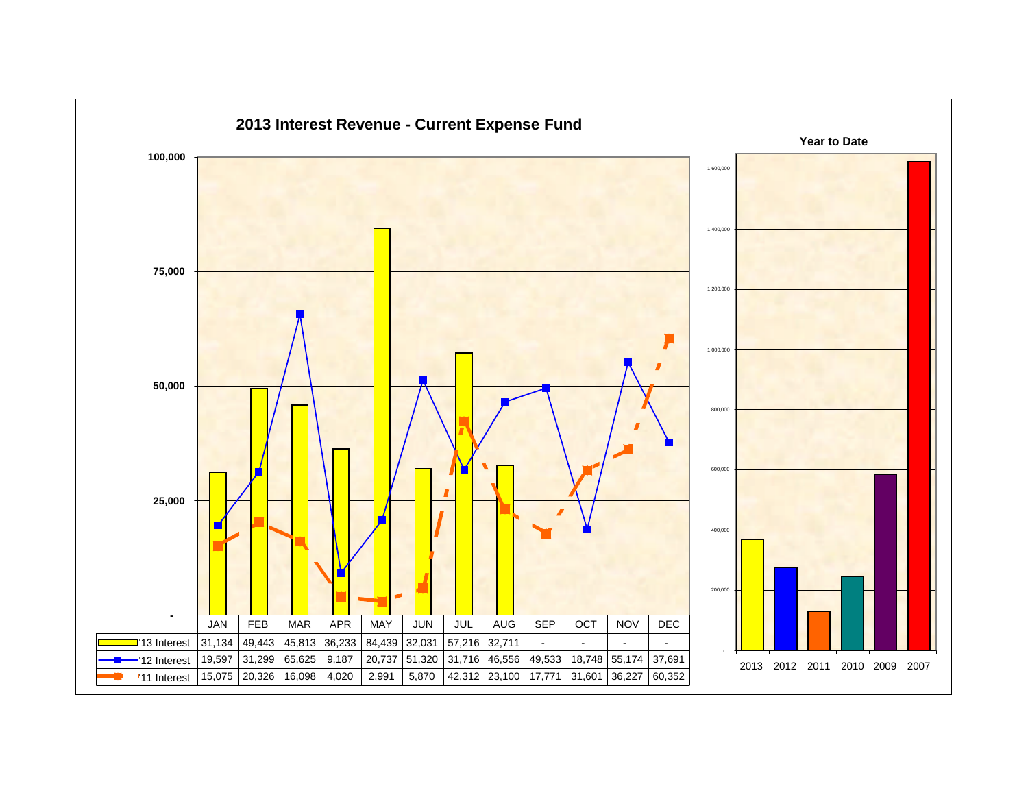## 2013 Interest Revenue - Current Expense Fund

| | JAN | FEB | MAR | APR | MAY | JUN | JUL | AUG | SEP | OCT | NOV | DEC |
|---|---|---|---|---|---|---|---|---|---|---|---|---|
| '13 Interest | 31,134 | 49,443 | 45,813 | 36,233 | 84,439 | 32,031 | 57,216 | 32,711 | - | - | - | - |
| '12 Interest | 19,597 | 31,299 | 65,625 | 9,187 | 20,737 | 51,320 | 31,716 | 46,556 | 49,533 | 18,748 | 55,174 | 37,691 |
| '11 Interest | 15,075 | 20,326 | 16,098 | 4,020 | 2,991 | 5,870 | 42,312 | 23,100 | 17,771 | 31,601 | 36,227 | 60,352 |

### Year to Date

2013 2012 2011 2010 2009 2007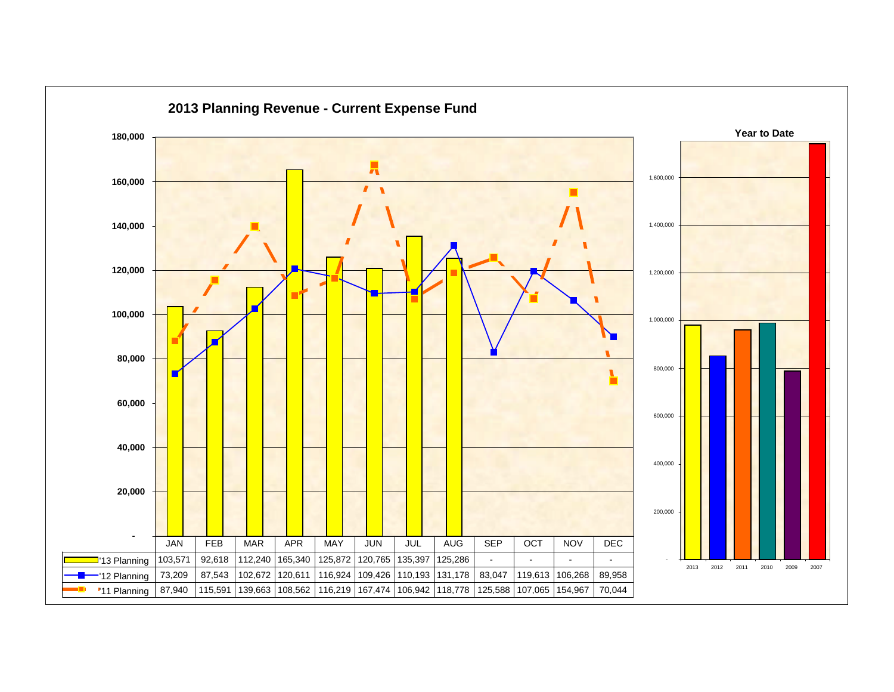## 2013 Planning Revenue - Current Expense Fund

| | JAN | FEB | MAR | APR | MAY | JUN | JUL | AUG | SEP | OCT | NOV | DEC |
|---|---|---|---|---|---|---|---|---|---|---|---|---|
| '13 Planning | 103,571 | 92,618 | 112,240 | 165,340 | 125,872 | 120,765 | 135,397 | 125,286 | - | - | - | - |
| '12 Planning | 73,209 | 87,543 | 102,672 | 120,611 | 116,924 | 109,426 | 110,193 | 131,178 | 83,047 | 119,613 | 106,268 | 89,958 |
| '11 Planning | 87,940 | 115,591 | 139,663 | 108,562 | 116,219 | 167,474 | 106,942 | 118,778 | 125,588 | 107,065 | 154,967 | 70,044 |

### Year to Date

Years shown: 2013, 2012, 2011, 2010, 2009, 2007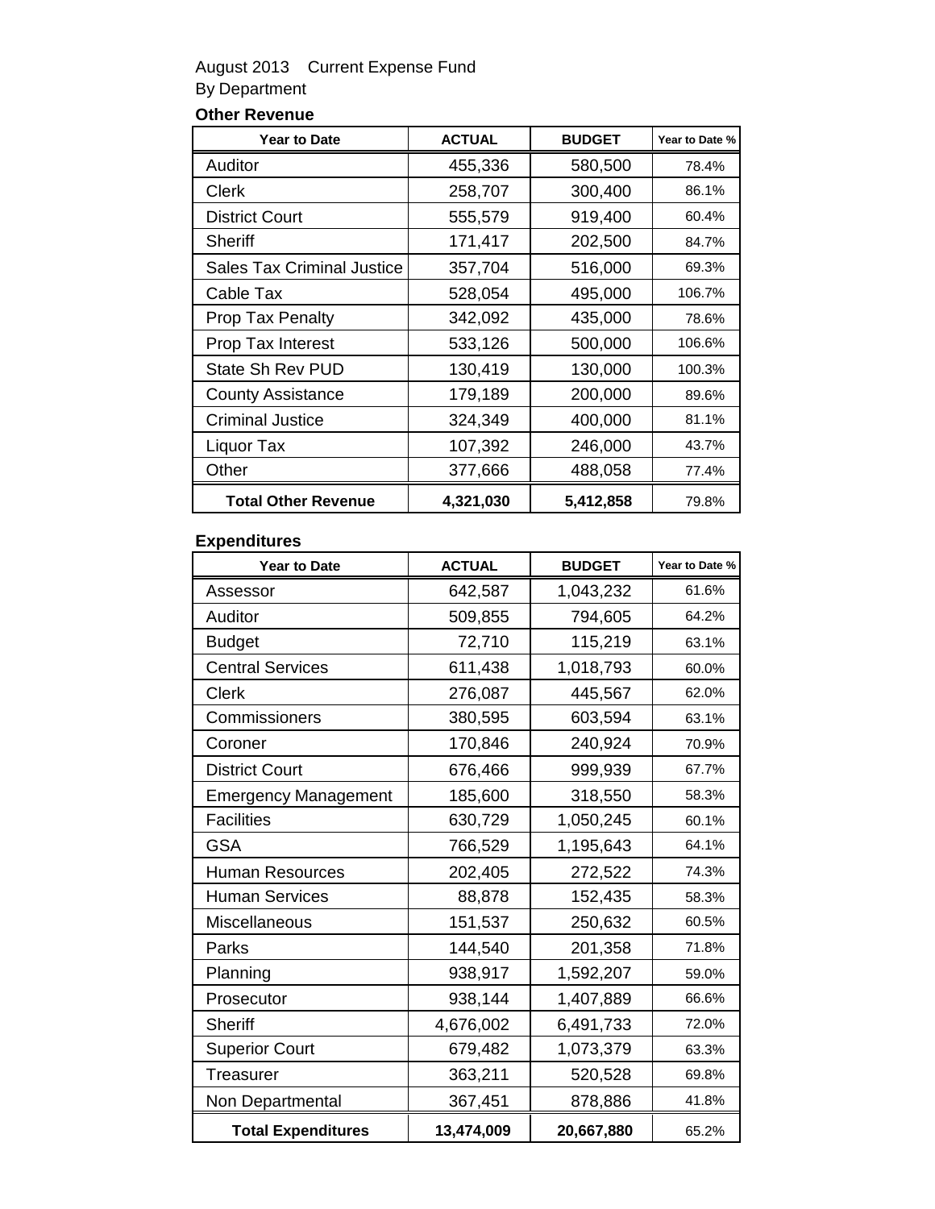August 2013 Current Expense Fund
By Department

### Other Revenue

| Year to Date | ACTUAL | BUDGET | Year to Date % |
|---|---|---|---|
| Auditor | 455,336 | 580,500 | 78.4% |
| Clerk | 258,707 | 300,400 | 86.1% |
| District Court | 555,579 | 919,400 | 60.4% |
| Sheriff | 171,417 | 202,500 | 84.7% |
| Sales Tax Criminal Justice | 357,704 | 516,000 | 69.3% |
| Cable Tax | 528,054 | 495,000 | 106.7% |
| Prop Tax Penalty | 342,092 | 435,000 | 78.6% |
| Prop Tax Interest | 533,126 | 500,000 | 106.6% |
| State Sh Rev PUD | 130,419 | 130,000 | 100.3% |
| County Assistance | 179,189 | 200,000 | 89.6% |
| Criminal Justice | 324,349 | 400,000 | 81.1% |
| Liquor Tax | 107,392 | 246,000 | 43.7% |
| Other | 377,666 | 488,058 | 77.4% |
| **Total Other Revenue** | **4,321,030** | **5,412,858** | 79.8% |

### Expenditures

| Year to Date | ACTUAL | BUDGET | Year to Date % |
|---|---|---|---|
| Assessor | 642,587 | 1,043,232 | 61.6% |
| Auditor | 509,855 | 794,605 | 64.2% |
| Budget | 72,710 | 115,219 | 63.1% |
| Central Services | 611,438 | 1,018,793 | 60.0% |
| Clerk | 276,087 | 445,567 | 62.0% |
| Commissioners | 380,595 | 603,594 | 63.1% |
| Coroner | 170,846 | 240,924 | 70.9% |
| District Court | 676,466 | 999,939 | 67.7% |
| Emergency Management | 185,600 | 318,550 | 58.3% |
| Facilities | 630,729 | 1,050,245 | 60.1% |
| GSA | 766,529 | 1,195,643 | 64.1% |
| Human Resources | 202,405 | 272,522 | 74.3% |
| Human Services | 88,878 | 152,435 | 58.3% |
| Miscellaneous | 151,537 | 250,632 | 60.5% |
| Parks | 144,540 | 201,358 | 71.8% |
| Planning | 938,917 | 1,592,207 | 59.0% |
| Prosecutor | 938,144 | 1,407,889 | 66.6% |
| Sheriff | 4,676,002 | 6,491,733 | 72.0% |
| Superior Court | 679,482 | 1,073,379 | 63.3% |
| Treasurer | 363,211 | 520,528 | 69.8% |
| Non Departmental | 367,451 | 878,886 | 41.8% |
| **Total Expenditures** | **13,474,009** | **20,667,880** | 65.2% |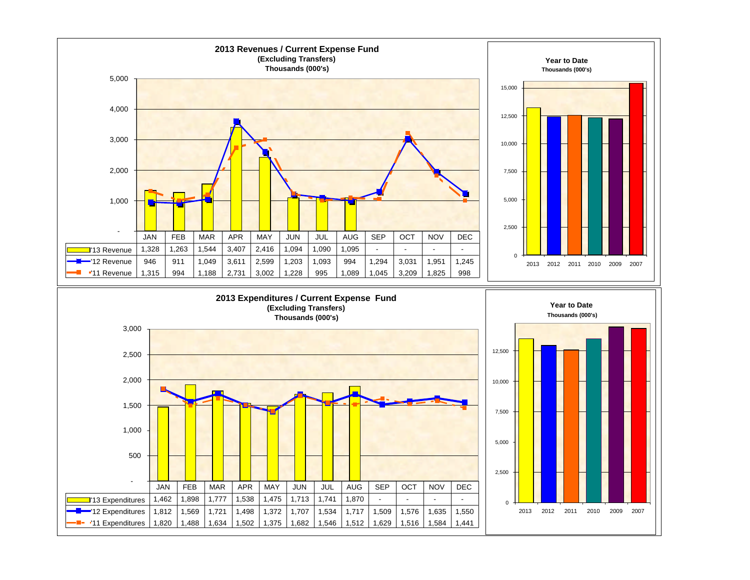## 2013 Revenues / Current Expense Fund

**(Excluding Transfers)**
**Thousands (000's)**

| | JAN | FEB | MAR | APR | MAY | JUN | JUL | AUG | SEP | OCT | NOV | DEC |
|---|---|---|---|---|---|---|---|---|---|---|---|---|
| '13 Revenue | 1,328 | 1,263 | 1,544 | 3,407 | 2,416 | 1,094 | 1,090 | 1,095 | - | - | - | - |
| '12 Revenue | 946 | 911 | 1,049 | 3,611 | 2,599 | 1,203 | 1,093 | 994 | 1,294 | 3,031 | 1,951 | 1,245 |
| '11 Revenue | 1,315 | 994 | 1,188 | 2,731 | 3,002 | 1,228 | 995 | 1,089 | 1,045 | 3,209 | 1,825 | 998 |

### Year to Date

**Thousands (000's)**

2013, 2012, 2011, 2010, 2009, 2007

## 2013 Expenditures / Current Expense Fund

**(Excluding Transfers)**
**Thousands (000's)**

| | JAN | FEB | MAR | APR | MAY | JUN | JUL | AUG | SEP | OCT | NOV | DEC |
|---|---|---|---|---|---|---|---|---|---|---|---|---|
| '13 Expenditures | 1,462 | 1,898 | 1,777 | 1,538 | 1,475 | 1,713 | 1,741 | 1,870 | - | - | - | - |
| '12 Expenditures | 1,812 | 1,569 | 1,721 | 1,498 | 1,372 | 1,707 | 1,534 | 1,717 | 1,509 | 1,576 | 1,635 | 1,550 |
| '11 Expenditures | 1,820 | 1,488 | 1,634 | 1,502 | 1,375 | 1,682 | 1,546 | 1,512 | 1,629 | 1,516 | 1,584 | 1,441 |

### Year to Date

**Thousands (000's)**

2013, 2012, 2011, 2010, 2009, 2007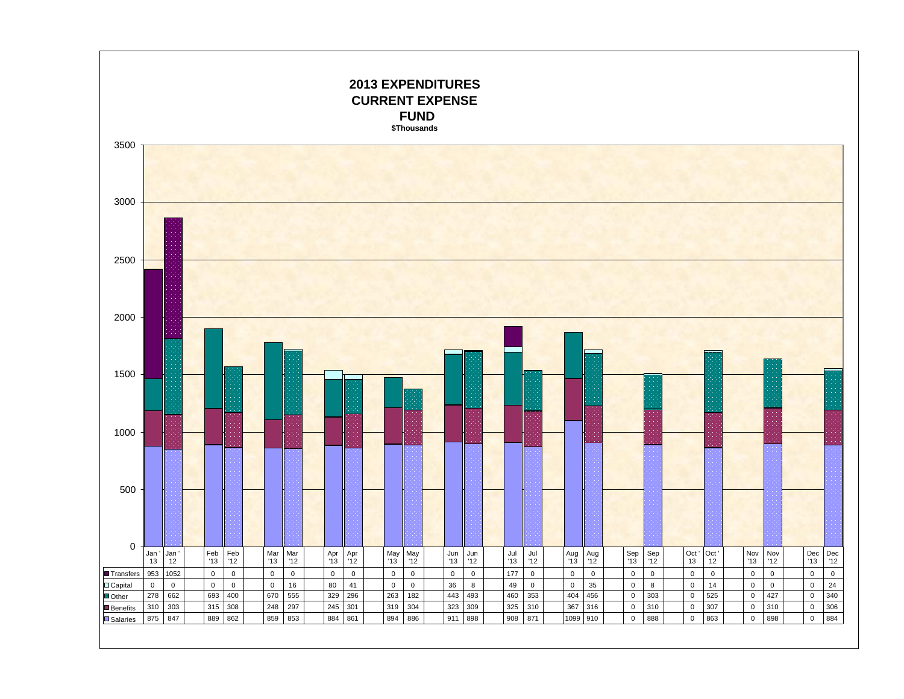# 2013 EXPENDITURES
# CURRENT EXPENSE
# FUND

**$Thousands**

| | Jan '13 | Jan '12 | Feb '13 | Feb '12 | Mar '13 | Mar '12 | Apr '13 | Apr '12 | May '13 | May '12 | Jun '13 | Jun '12 | Jul '13 | Jul '12 | Aug '13 | Aug '12 | Sep '13 | Sep '12 | Oct '13 | Oct '12 | Nov '13 | Nov '12 | Dec '13 | Dec '12 |
|---|---|---|---|---|---|---|---|---|---|---|---|---|---|---|---|---|---|---|---|---|---|---|---|---|
| Transfers | 953 | 1052 | 0 | 0 | 0 | 0 | 0 | 0 | 0 | 0 | 0 | 0 | 177 | 0 | 0 | 0 | 0 | 0 | 0 | 0 | 0 | 0 | 0 | 0 |
| Capital | 0 | 0 | 0 | 0 | 0 | 16 | 80 | 41 | 0 | 0 | 36 | 8 | 49 | 0 | 0 | 35 | 0 | 8 | 0 | 14 | 0 | 0 | 0 | 24 |
| Other | 278 | 662 | 693 | 400 | 670 | 555 | 329 | 296 | 263 | 182 | 443 | 493 | 460 | 353 | 404 | 456 | 0 | 303 | 0 | 525 | 0 | 427 | 0 | 340 |
| Benefits | 310 | 303 | 315 | 308 | 248 | 297 | 245 | 301 | 319 | 304 | 323 | 309 | 325 | 310 | 367 | 316 | 0 | 310 | 0 | 307 | 0 | 310 | 0 | 306 |
| Salaries | 875 | 847 | 889 | 862 | 859 | 853 | 884 | 861 | 894 | 886 | 911 | 898 | 908 | 871 | 1099 | 910 | 0 | 888 | 0 | 863 | 0 | 898 | 0 | 884 |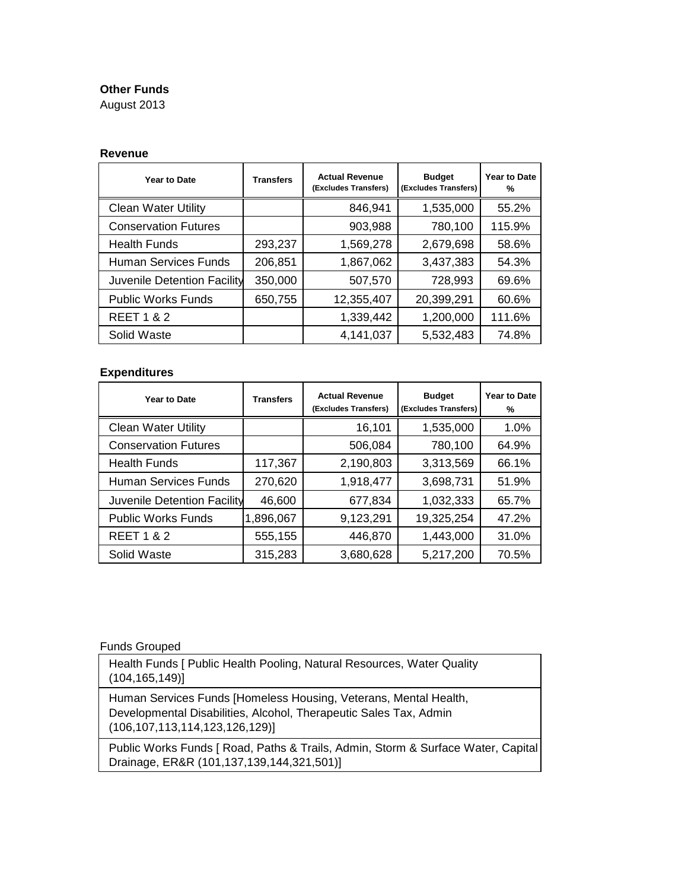**Other Funds**
August 2013

**Revenue**

| Year to Date | Transfers | Actual Revenue (Excludes Transfers) | Budget (Excludes Transfers) | Year to Date % |
|---|---|---|---|---|
| Clean Water Utility | | 846,941 | 1,535,000 | 55.2% |
| Conservation Futures | | 903,988 | 780,100 | 115.9% |
| Health Funds | 293,237 | 1,569,278 | 2,679,698 | 58.6% |
| Human Services Funds | 206,851 | 1,867,062 | 3,437,383 | 54.3% |
| Juvenile Detention Facility | 350,000 | 507,570 | 728,993 | 69.6% |
| Public Works Funds | 650,755 | 12,355,407 | 20,399,291 | 60.6% |
| REET 1 & 2 | | 1,339,442 | 1,200,000 | 111.6% |
| Solid Waste | | 4,141,037 | 5,532,483 | 74.8% |

**Expenditures**

| Year to Date | Transfers | Actual Revenue (Excludes Transfers) | Budget (Excludes Transfers) | Year to Date % |
|---|---|---|---|---|
| Clean Water Utility | | 16,101 | 1,535,000 | 1.0% |
| Conservation Futures | | 506,084 | 780,100 | 64.9% |
| Health Funds | 117,367 | 2,190,803 | 3,313,569 | 66.1% |
| Human Services Funds | 270,620 | 1,918,477 | 3,698,731 | 51.9% |
| Juvenile Detention Facility | 46,600 | 677,834 | 1,032,333 | 65.7% |
| Public Works Funds | 1,896,067 | 9,123,291 | 19,325,254 | 47.2% |
| REET 1 & 2 | 555,155 | 446,870 | 1,443,000 | 31.0% |
| Solid Waste | 315,283 | 3,680,628 | 5,217,200 | 70.5% |

Funds Grouped

| |
|---|
| Health Funds [ Public Health Pooling, Natural Resources, Water Quality (104,165,149)] |
| Human Services Funds [Homeless Housing, Veterans, Mental Health, Developmental Disabilities, Alcohol, Therapeutic Sales Tax, Admin (106,107,113,114,123,126,129)] |
| Public Works Funds [ Road, Paths & Trails, Admin, Storm & Surface Water, Capital Drainage, ER&R (101,137,139,144,321,501)] |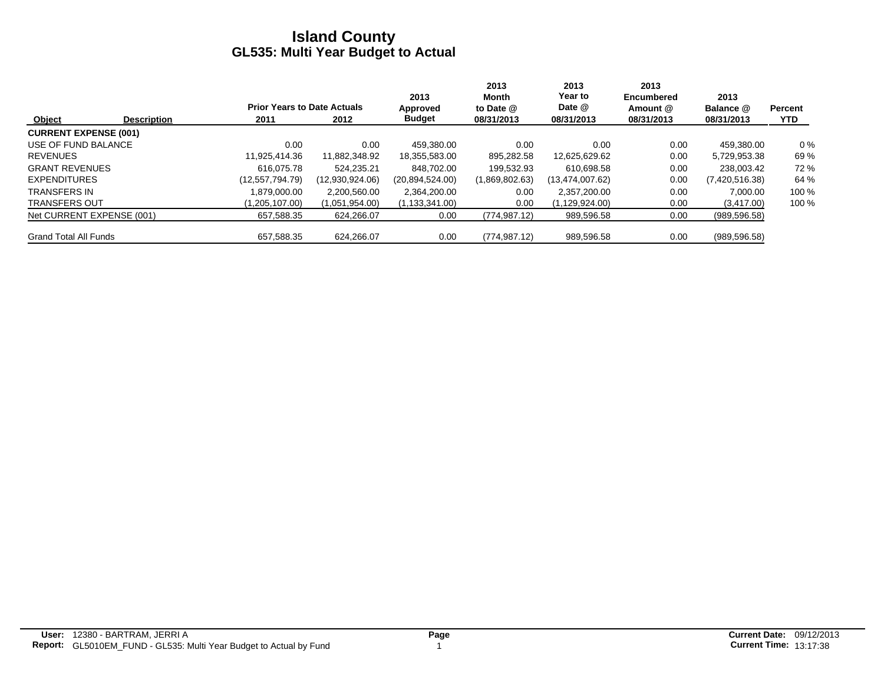# Island County
## GL535: Multi Year Budget to Actual

| Object | Description | Prior Years to Date Actuals 2011 | 2012 | 2013 Approved Budget | 2013 Month to Date @ 08/31/2013 | 2013 Year to Date @ 08/31/2013 | 2013 Encumbered Amount @ 08/31/2013 | 2013 Balance @ 08/31/2013 | Percent YTD |
|---|---|---|---|---|---|---|---|---|---|
| **CURRENT EXPENSE (001)** | | | | | | | | | |
| USE OF FUND BALANCE | | 0.00 | 0.00 | 459,380.00 | 0.00 | 0.00 | 0.00 | 459,380.00 | 0 % |
| REVENUES | | 11,925,414.36 | 11,882,348.92 | 18,355,583.00 | 895,282.58 | 12,625,629.62 | 0.00 | 5,729,953.38 | 69 % |
| GRANT REVENUES | | 616,075.78 | 524,235.21 | 848,702.00 | 199,532.93 | 610,698.58 | 0.00 | 238,003.42 | 72 % |
| EXPENDITURES | | (12,557,794.79) | (12,930,924.06) | (20,894,524.00) | (1,869,802.63) | (13,474,007.62) | 0.00 | (7,420,516.38) | 64 % |
| TRANSFERS IN | | 1,879,000.00 | 2,200,560.00 | 2,364,200.00 | 0.00 | 2,357,200.00 | 0.00 | 7,000.00 | 100 % |
| TRANSFERS OUT | | (1,205,107.00) | (1,051,954.00) | (1,133,341.00) | 0.00 | (1,129,924.00) | 0.00 | (3,417.00) | 100 % |
| Net CURRENT EXPENSE (001) | | 657,588.35 | 624,266.07 | 0.00 | (774,987.12) | 989,596.58 | 0.00 | (989,596.58) | |
| Grand Total All Funds | | 657,588.35 | 624,266.07 | 0.00 | (774,987.12) | 989,596.58 | 0.00 | (989,596.58) | |

**User:** 12380 - BARTRAM, JERRI A
**Report:** GL5010EM_FUND - GL535: Multi Year Budget to Actual by Fund

**Current Date:** 09/12/2013
**Current Time:** 13:17:38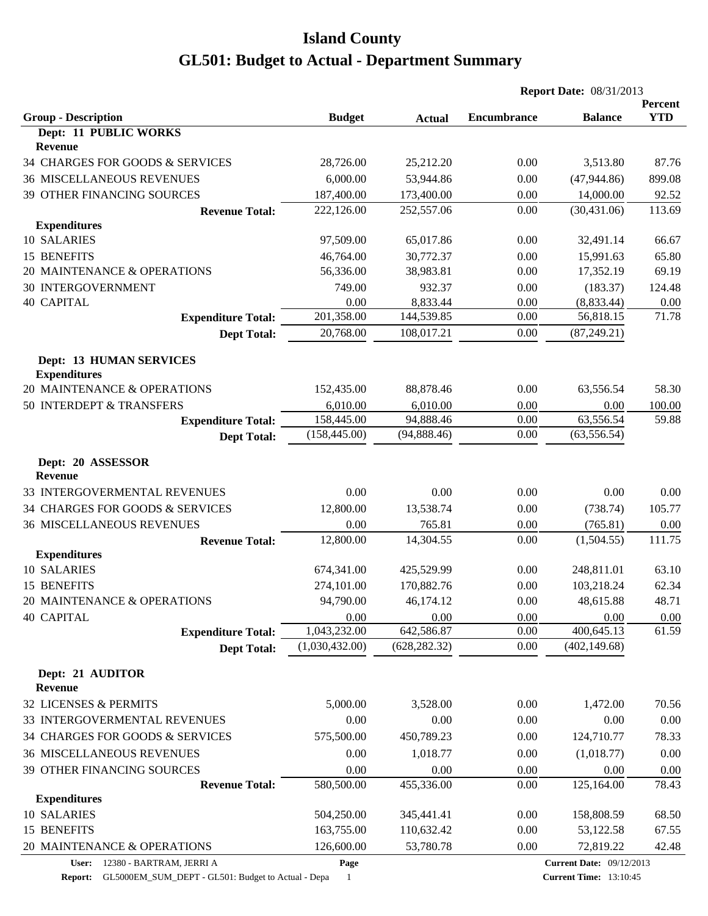# Island County
# GL501: Budget to Actual - Department Summary

**Report Date:** 08/31/2013

| Group - Description | Budget | Actual | Encumbrance | Balance | Percent YTD |
|---|---|---|---|---|---|
| **Dept: 11 PUBLIC WORKS** | | | | | |
| **Revenue** | | | | | |
| 34 CHARGES FOR GOODS & SERVICES | 28,726.00 | 25,212.20 | 0.00 | 3,513.80 | 87.76 |
| 36 MISCELLANEOUS REVENUES | 6,000.00 | 53,944.86 | 0.00 | (47,944.86) | 899.08 |
| 39 OTHER FINANCING SOURCES | 187,400.00 | 173,400.00 | 0.00 | 14,000.00 | 92.52 |
| **Revenue Total:** | 222,126.00 | 252,557.06 | 0.00 | (30,431.06) | 113.69 |
| **Expenditures** | | | | | |
| 10 SALARIES | 97,509.00 | 65,017.86 | 0.00 | 32,491.14 | 66.67 |
| 15 BENEFITS | 46,764.00 | 30,772.37 | 0.00 | 15,991.63 | 65.80 |
| 20 MAINTENANCE & OPERATIONS | 56,336.00 | 38,983.81 | 0.00 | 17,352.19 | 69.19 |
| 30 INTERGOVERNMENT | 749.00 | 932.37 | 0.00 | (183.37) | 124.48 |
| 40 CAPITAL | 0.00 | 8,833.44 | 0.00 | (8,833.44) | 0.00 |
| **Expenditure Total:** | 201,358.00 | 144,539.85 | 0.00 | 56,818.15 | 71.78 |
| **Dept Total:** | 20,768.00 | 108,017.21 | 0.00 | (87,249.21) | |
| **Dept: 13 HUMAN SERVICES** | | | | | |
| **Expenditures** | | | | | |
| 20 MAINTENANCE & OPERATIONS | 152,435.00 | 88,878.46 | 0.00 | 63,556.54 | 58.30 |
| 50 INTERDEPT & TRANSFERS | 6,010.00 | 6,010.00 | 0.00 | 0.00 | 100.00 |
| **Expenditure Total:** | 158,445.00 | 94,888.46 | 0.00 | 63,556.54 | 59.88 |
| **Dept Total:** | (158,445.00) | (94,888.46) | 0.00 | (63,556.54) | |
| **Dept: 20 ASSESSOR** | | | | | |
| **Revenue** | | | | | |
| 33 INTERGOVERMENTAL REVENUES | 0.00 | 0.00 | 0.00 | 0.00 | 0.00 |
| 34 CHARGES FOR GOODS & SERVICES | 12,800.00 | 13,538.74 | 0.00 | (738.74) | 105.77 |
| 36 MISCELLANEOUS REVENUES | 0.00 | 765.81 | 0.00 | (765.81) | 0.00 |
| **Revenue Total:** | 12,800.00 | 14,304.55 | 0.00 | (1,504.55) | 111.75 |
| **Expenditures** | | | | | |
| 10 SALARIES | 674,341.00 | 425,529.99 | 0.00 | 248,811.01 | 63.10 |
| 15 BENEFITS | 274,101.00 | 170,882.76 | 0.00 | 103,218.24 | 62.34 |
| 20 MAINTENANCE & OPERATIONS | 94,790.00 | 46,174.12 | 0.00 | 48,615.88 | 48.71 |
| 40 CAPITAL | 0.00 | 0.00 | 0.00 | 0.00 | 0.00 |
| **Expenditure Total:** | 1,043,232.00 | 642,586.87 | 0.00 | 400,645.13 | 61.59 |
| **Dept Total:** | (1,030,432.00) | (628,282.32) | 0.00 | (402,149.68) | |
| **Dept: 21 AUDITOR** | | | | | |
| **Revenue** | | | | | |
| 32 LICENSES & PERMITS | 5,000.00 | 3,528.00 | 0.00 | 1,472.00 | 70.56 |
| 33 INTERGOVERMENTAL REVENUES | 0.00 | 0.00 | 0.00 | 0.00 | 0.00 |
| 34 CHARGES FOR GOODS & SERVICES | 575,500.00 | 450,789.23 | 0.00 | 124,710.77 | 78.33 |
| 36 MISCELLANEOUS REVENUES | 0.00 | 1,018.77 | 0.00 | (1,018.77) | 0.00 |
| 39 OTHER FINANCING SOURCES | 0.00 | 0.00 | 0.00 | 0.00 | 0.00 |
| **Revenue Total:** | 580,500.00 | 455,336.00 | 0.00 | 125,164.00 | 78.43 |
| **Expenditures** | | | | | |
| 10 SALARIES | 504,250.00 | 345,441.41 | 0.00 | 158,808.59 | 68.50 |
| 15 BENEFITS | 163,755.00 | 110,632.42 | 0.00 | 53,122.58 | 67.55 |
| 20 MAINTENANCE & OPERATIONS | 126,600.00 | 53,780.78 | 0.00 | 72,819.22 | 42.48 |

**User:** 12380 - BARTRAM, JERRI A
**Report:** GL5000EM_SUM_DEPT - GL501: Budget to Actual - Depa
**Current Date:** 09/12/2013
**Current Time:** 13:10:45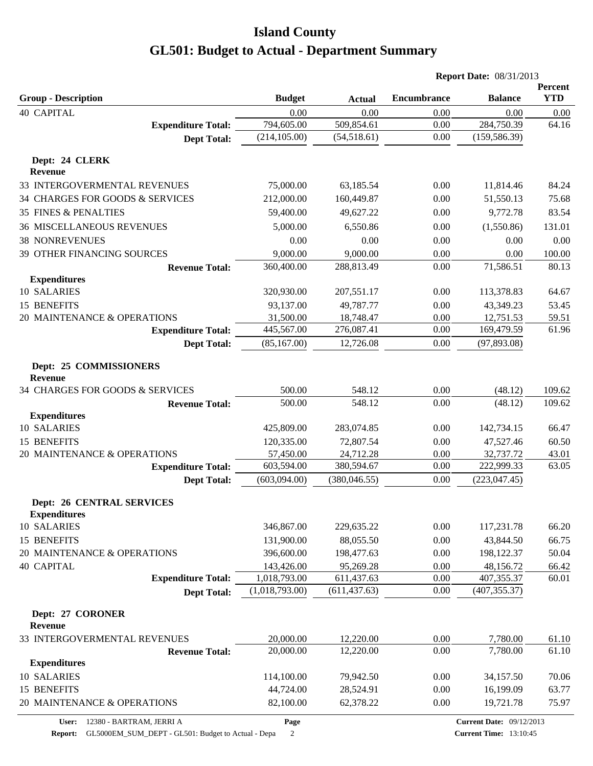# Island County

# GL501: Budget to Actual - Department Summary

**Report Date:** 08/31/2013

| Group - Description | Budget | Actual | Encumbrance | Balance | Percent YTD |
|---|---|---|---|---|---|
| 40 CAPITAL | 0.00 | 0.00 | 0.00 | 0.00 | 0.00 |
| **Expenditure Total:** | 794,605.00 | 509,854.61 | 0.00 | 284,750.39 | 64.16 |
| **Dept Total:** | (214,105.00) | (54,518.61) | 0.00 | (159,586.39) | |
| **Dept: 24 CLERK** | | | | | |
| **Revenue** | | | | | |
| 33 INTERGOVERMENTAL REVENUES | 75,000.00 | 63,185.54 | 0.00 | 11,814.46 | 84.24 |
| 34 CHARGES FOR GOODS & SERVICES | 212,000.00 | 160,449.87 | 0.00 | 51,550.13 | 75.68 |
| 35 FINES & PENALTIES | 59,400.00 | 49,627.22 | 0.00 | 9,772.78 | 83.54 |
| 36 MISCELLANEOUS REVENUES | 5,000.00 | 6,550.86 | 0.00 | (1,550.86) | 131.01 |
| 38 NONREVENUES | 0.00 | 0.00 | 0.00 | 0.00 | 0.00 |
| 39 OTHER FINANCING SOURCES | 9,000.00 | 9,000.00 | 0.00 | 0.00 | 100.00 |
| **Revenue Total:** | 360,400.00 | 288,813.49 | 0.00 | 71,586.51 | 80.13 |
| **Expenditures** | | | | | |
| 10 SALARIES | 320,930.00 | 207,551.17 | 0.00 | 113,378.83 | 64.67 |
| 15 BENEFITS | 93,137.00 | 49,787.77 | 0.00 | 43,349.23 | 53.45 |
| 20 MAINTENANCE & OPERATIONS | 31,500.00 | 18,748.47 | 0.00 | 12,751.53 | 59.51 |
| **Expenditure Total:** | 445,567.00 | 276,087.41 | 0.00 | 169,479.59 | 61.96 |
| **Dept Total:** | (85,167.00) | 12,726.08 | 0.00 | (97,893.08) | |
| **Dept: 25 COMMISSIONERS** | | | | | |
| **Revenue** | | | | | |
| 34 CHARGES FOR GOODS & SERVICES | 500.00 | 548.12 | 0.00 | (48.12) | 109.62 |
| **Revenue Total:** | 500.00 | 548.12 | 0.00 | (48.12) | 109.62 |
| **Expenditures** | | | | | |
| 10 SALARIES | 425,809.00 | 283,074.85 | 0.00 | 142,734.15 | 66.47 |
| 15 BENEFITS | 120,335.00 | 72,807.54 | 0.00 | 47,527.46 | 60.50 |
| 20 MAINTENANCE & OPERATIONS | 57,450.00 | 24,712.28 | 0.00 | 32,737.72 | 43.01 |
| **Expenditure Total:** | 603,594.00 | 380,594.67 | 0.00 | 222,999.33 | 63.05 |
| **Dept Total:** | (603,094.00) | (380,046.55) | 0.00 | (223,047.45) | |
| **Dept: 26 CENTRAL SERVICES** | | | | | |
| **Expenditures** | | | | | |
| 10 SALARIES | 346,867.00 | 229,635.22 | 0.00 | 117,231.78 | 66.20 |
| 15 BENEFITS | 131,900.00 | 88,055.50 | 0.00 | 43,844.50 | 66.75 |
| 20 MAINTENANCE & OPERATIONS | 396,600.00 | 198,477.63 | 0.00 | 198,122.37 | 50.04 |
| 40 CAPITAL | 143,426.00 | 95,269.28 | 0.00 | 48,156.72 | 66.42 |
| **Expenditure Total:** | 1,018,793.00 | 611,437.63 | 0.00 | 407,355.37 | 60.01 |
| **Dept Total:** | (1,018,793.00) | (611,437.63) | 0.00 | (407,355.37) | |
| **Dept: 27 CORONER** | | | | | |
| **Revenue** | | | | | |
| 33 INTERGOVERMENTAL REVENUES | 20,000.00 | 12,220.00 | 0.00 | 7,780.00 | 61.10 |
| **Revenue Total:** | 20,000.00 | 12,220.00 | 0.00 | 7,780.00 | 61.10 |
| **Expenditures** | | | | | |
| 10 SALARIES | 114,100.00 | 79,942.50 | 0.00 | 34,157.50 | 70.06 |
| 15 BENEFITS | 44,724.00 | 28,524.91 | 0.00 | 16,199.09 | 63.77 |
| 20 MAINTENANCE & OPERATIONS | 82,100.00 | 62,378.22 | 0.00 | 19,721.78 | 75.97 |

**User:** 12380 - BARTRAM, JERRI A
**Report:** GL5000EM_SUM_DEPT - GL501: Budget to Actual - Depa
**Current Date:** 09/12/2013
**Current Time:** 13:10:45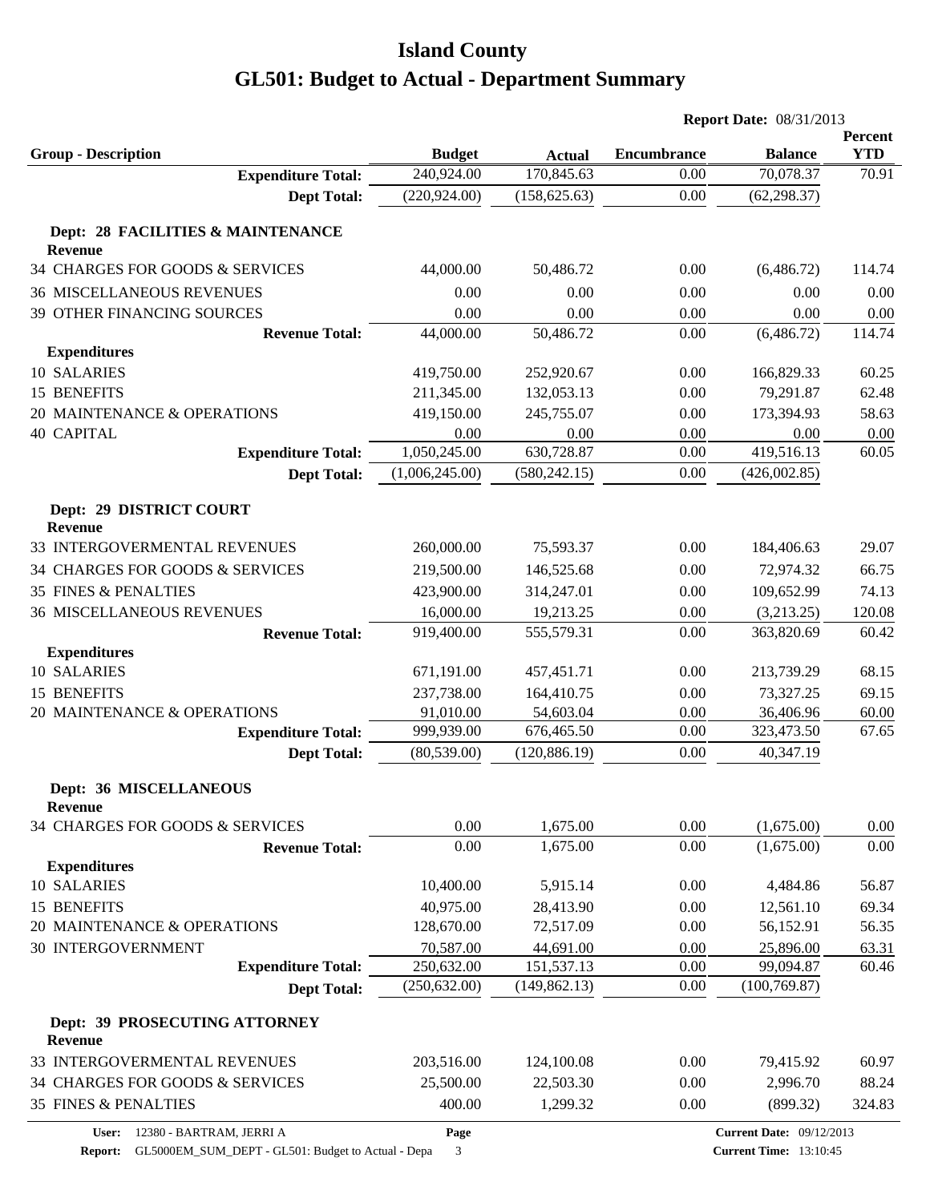# Island County

# GL501: Budget to Actual - Department Summary

**Report Date:** 08/31/2013

| Group - Description | Budget | Actual | Encumbrance | Balance | Percent YTD |
|---|---|---|---|---|---|
| **Expenditure Total:** | 240,924.00 | 170,845.63 | 0.00 | 70,078.37 | 70.91 |
| **Dept Total:** | (220,924.00) | (158,625.63) | 0.00 | (62,298.37) | |
| **Dept: 28 FACILITIES & MAINTENANCE** | | | | | |
| **Revenue** | | | | | |
| 34 CHARGES FOR GOODS & SERVICES | 44,000.00 | 50,486.72 | 0.00 | (6,486.72) | 114.74 |
| 36 MISCELLANEOUS REVENUES | 0.00 | 0.00 | 0.00 | 0.00 | 0.00 |
| 39 OTHER FINANCING SOURCES | 0.00 | 0.00 | 0.00 | 0.00 | 0.00 |
| **Revenue Total:** | 44,000.00 | 50,486.72 | 0.00 | (6,486.72) | 114.74 |
| **Expenditures** | | | | | |
| 10 SALARIES | 419,750.00 | 252,920.67 | 0.00 | 166,829.33 | 60.25 |
| 15 BENEFITS | 211,345.00 | 132,053.13 | 0.00 | 79,291.87 | 62.48 |
| 20 MAINTENANCE & OPERATIONS | 419,150.00 | 245,755.07 | 0.00 | 173,394.93 | 58.63 |
| 40 CAPITAL | 0.00 | 0.00 | 0.00 | 0.00 | 0.00 |
| **Expenditure Total:** | 1,050,245.00 | 630,728.87 | 0.00 | 419,516.13 | 60.05 |
| **Dept Total:** | (1,006,245.00) | (580,242.15) | 0.00 | (426,002.85) | |
| **Dept: 29 DISTRICT COURT** | | | | | |
| **Revenue** | | | | | |
| 33 INTERGOVERMENTAL REVENUES | 260,000.00 | 75,593.37 | 0.00 | 184,406.63 | 29.07 |
| 34 CHARGES FOR GOODS & SERVICES | 219,500.00 | 146,525.68 | 0.00 | 72,974.32 | 66.75 |
| 35 FINES & PENALTIES | 423,900.00 | 314,247.01 | 0.00 | 109,652.99 | 74.13 |
| 36 MISCELLANEOUS REVENUES | 16,000.00 | 19,213.25 | 0.00 | (3,213.25) | 120.08 |
| **Revenue Total:** | 919,400.00 | 555,579.31 | 0.00 | 363,820.69 | 60.42 |
| **Expenditures** | | | | | |
| 10 SALARIES | 671,191.00 | 457,451.71 | 0.00 | 213,739.29 | 68.15 |
| 15 BENEFITS | 237,738.00 | 164,410.75 | 0.00 | 73,327.25 | 69.15 |
| 20 MAINTENANCE & OPERATIONS | 91,010.00 | 54,603.04 | 0.00 | 36,406.96 | 60.00 |
| **Expenditure Total:** | 999,939.00 | 676,465.50 | 0.00 | 323,473.50 | 67.65 |
| **Dept Total:** | (80,539.00) | (120,886.19) | 0.00 | 40,347.19 | |
| **Dept: 36 MISCELLANEOUS** | | | | | |
| **Revenue** | | | | | |
| 34 CHARGES FOR GOODS & SERVICES | 0.00 | 1,675.00 | 0.00 | (1,675.00) | 0.00 |
| **Revenue Total:** | 0.00 | 1,675.00 | 0.00 | (1,675.00) | 0.00 |
| **Expenditures** | | | | | |
| 10 SALARIES | 10,400.00 | 5,915.14 | 0.00 | 4,484.86 | 56.87 |
| 15 BENEFITS | 40,975.00 | 28,413.90 | 0.00 | 12,561.10 | 69.34 |
| 20 MAINTENANCE & OPERATIONS | 128,670.00 | 72,517.09 | 0.00 | 56,152.91 | 56.35 |
| 30 INTERGOVERNMENT | 70,587.00 | 44,691.00 | 0.00 | 25,896.00 | 63.31 |
| **Expenditure Total:** | 250,632.00 | 151,537.13 | 0.00 | 99,094.87 | 60.46 |
| **Dept Total:** | (250,632.00) | (149,862.13) | 0.00 | (100,769.87) | |
| **Dept: 39 PROSECUTING ATTORNEY** | | | | | |
| **Revenue** | | | | | |
| 33 INTERGOVERMENTAL REVENUES | 203,516.00 | 124,100.08 | 0.00 | 79,415.92 | 60.97 |
| 34 CHARGES FOR GOODS & SERVICES | 25,500.00 | 22,503.30 | 0.00 | 2,996.70 | 88.24 |
| 35 FINES & PENALTIES | 400.00 | 1,299.32 | 0.00 | (899.32) | 324.83 |

User: 12380 - BARTRAM, JERRI A
Report: GL5000EM_SUM_DEPT - GL501: Budget to Actual - Depa
Current Date: 09/12/2013
Current Time: 13:10:45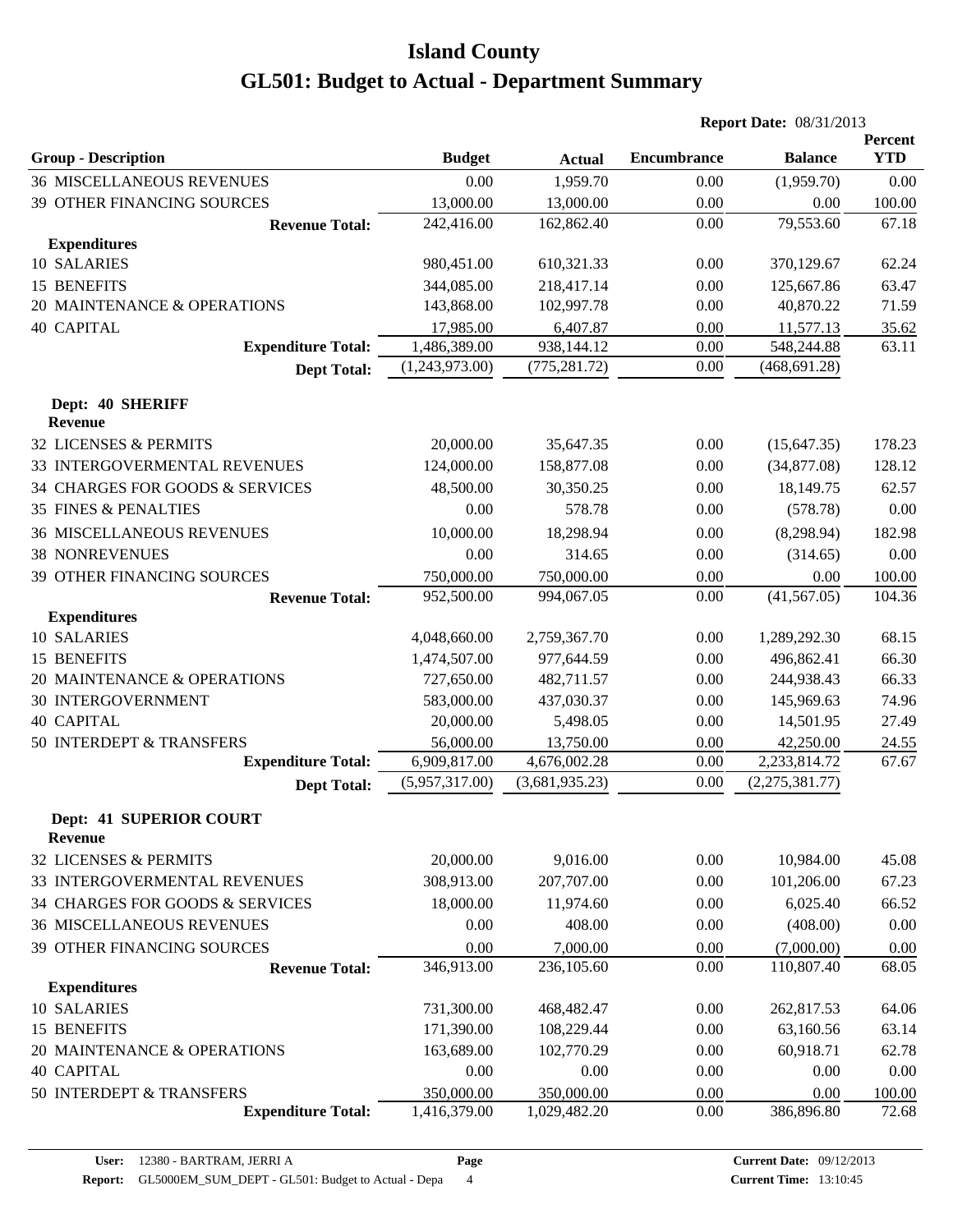# Island County

# GL501: Budget to Actual - Department Summary

**Report Date:** 08/31/2013

| Group - Description | Budget | Actual | Encumbrance | Balance | Percent YTD |
|---|---|---|---|---|---|
| 36 MISCELLANEOUS REVENUES | 0.00 | 1,959.70 | 0.00 | (1,959.70) | 0.00 |
| 39 OTHER FINANCING SOURCES | 13,000.00 | 13,000.00 | 0.00 | 0.00 | 100.00 |
| **Revenue Total:** | 242,416.00 | 162,862.40 | 0.00 | 79,553.60 | 67.18 |
| **Expenditures** | | | | | |
| 10 SALARIES | 980,451.00 | 610,321.33 | 0.00 | 370,129.67 | 62.24 |
| 15 BENEFITS | 344,085.00 | 218,417.14 | 0.00 | 125,667.86 | 63.47 |
| 20 MAINTENANCE & OPERATIONS | 143,868.00 | 102,997.78 | 0.00 | 40,870.22 | 71.59 |
| 40 CAPITAL | 17,985.00 | 6,407.87 | 0.00 | 11,577.13 | 35.62 |
| **Expenditure Total:** | 1,486,389.00 | 938,144.12 | 0.00 | 548,244.88 | 63.11 |
| **Dept Total:** | (1,243,973.00) | (775,281.72) | 0.00 | (468,691.28) | |
| **Dept: 40 SHERIFF** | | | | | |
| **Revenue** | | | | | |
| 32 LICENSES & PERMITS | 20,000.00 | 35,647.35 | 0.00 | (15,647.35) | 178.23 |
| 33 INTERGOVERMENTAL REVENUES | 124,000.00 | 158,877.08 | 0.00 | (34,877.08) | 128.12 |
| 34 CHARGES FOR GOODS & SERVICES | 48,500.00 | 30,350.25 | 0.00 | 18,149.75 | 62.57 |
| 35 FINES & PENALTIES | 0.00 | 578.78 | 0.00 | (578.78) | 0.00 |
| 36 MISCELLANEOUS REVENUES | 10,000.00 | 18,298.94 | 0.00 | (8,298.94) | 182.98 |
| 38 NONREVENUES | 0.00 | 314.65 | 0.00 | (314.65) | 0.00 |
| 39 OTHER FINANCING SOURCES | 750,000.00 | 750,000.00 | 0.00 | 0.00 | 100.00 |
| **Revenue Total:** | 952,500.00 | 994,067.05 | 0.00 | (41,567.05) | 104.36 |
| **Expenditures** | | | | | |
| 10 SALARIES | 4,048,660.00 | 2,759,367.70 | 0.00 | 1,289,292.30 | 68.15 |
| 15 BENEFITS | 1,474,507.00 | 977,644.59 | 0.00 | 496,862.41 | 66.30 |
| 20 MAINTENANCE & OPERATIONS | 727,650.00 | 482,711.57 | 0.00 | 244,938.43 | 66.33 |
| 30 INTERGOVERNMENT | 583,000.00 | 437,030.37 | 0.00 | 145,969.63 | 74.96 |
| 40 CAPITAL | 20,000.00 | 5,498.05 | 0.00 | 14,501.95 | 27.49 |
| 50 INTERDEPT & TRANSFERS | 56,000.00 | 13,750.00 | 0.00 | 42,250.00 | 24.55 |
| **Expenditure Total:** | 6,909,817.00 | 4,676,002.28 | 0.00 | 2,233,814.72 | 67.67 |
| **Dept Total:** | (5,957,317.00) | (3,681,935.23) | 0.00 | (2,275,381.77) | |
| **Dept: 41 SUPERIOR COURT** | | | | | |
| **Revenue** | | | | | |
| 32 LICENSES & PERMITS | 20,000.00 | 9,016.00 | 0.00 | 10,984.00 | 45.08 |
| 33 INTERGOVERMENTAL REVENUES | 308,913.00 | 207,707.00 | 0.00 | 101,206.00 | 67.23 |
| 34 CHARGES FOR GOODS & SERVICES | 18,000.00 | 11,974.60 | 0.00 | 6,025.40 | 66.52 |
| 36 MISCELLANEOUS REVENUES | 0.00 | 408.00 | 0.00 | (408.00) | 0.00 |
| 39 OTHER FINANCING SOURCES | 0.00 | 7,000.00 | 0.00 | (7,000.00) | 0.00 |
| **Revenue Total:** | 346,913.00 | 236,105.60 | 0.00 | 110,807.40 | 68.05 |
| **Expenditures** | | | | | |
| 10 SALARIES | 731,300.00 | 468,482.47 | 0.00 | 262,817.53 | 64.06 |
| 15 BENEFITS | 171,390.00 | 108,229.44 | 0.00 | 63,160.56 | 63.14 |
| 20 MAINTENANCE & OPERATIONS | 163,689.00 | 102,770.29 | 0.00 | 60,918.71 | 62.78 |
| 40 CAPITAL | 0.00 | 0.00 | 0.00 | 0.00 | 0.00 |
| 50 INTERDEPT & TRANSFERS | 350,000.00 | 350,000.00 | 0.00 | 0.00 | 100.00 |
| **Expenditure Total:** | 1,416,379.00 | 1,029,482.20 | 0.00 | 386,896.80 | 72.68 |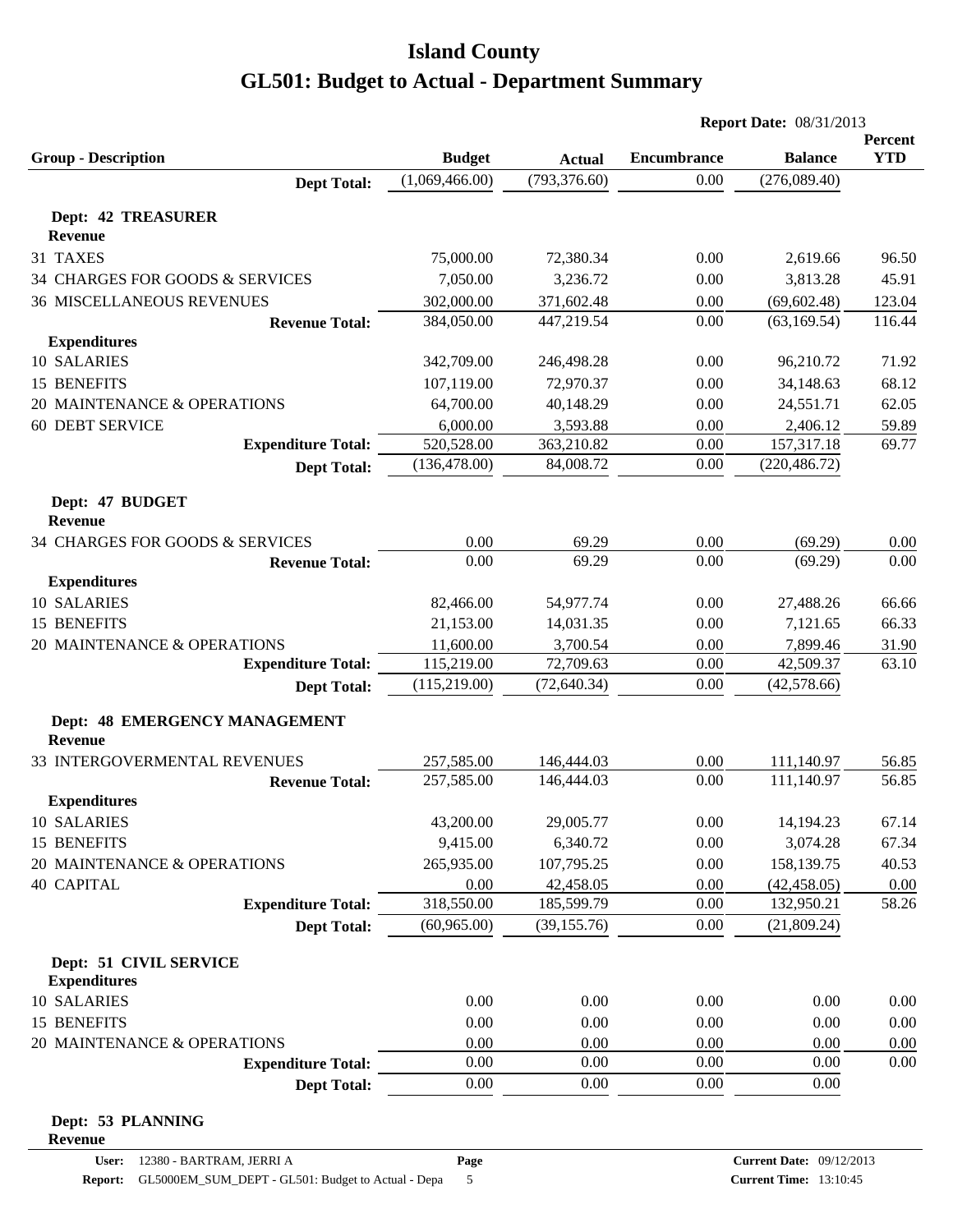# Island County

# GL501: Budget to Actual - Department Summary

**Report Date:** 08/31/2013

| Group - Description | Budget | Actual | Encumbrance | Balance | Percent YTD |
|---|---|---|---|---|---|
| **Dept Total:** | (1,069,466.00) | (793,376.60) | 0.00 | (276,089.40) | |
| **Dept: 42 TREASURER** | | | | | |
| **Revenue** | | | | | |
| 31 TAXES | 75,000.00 | 72,380.34 | 0.00 | 2,619.66 | 96.50 |
| 34 CHARGES FOR GOODS & SERVICES | 7,050.00 | 3,236.72 | 0.00 | 3,813.28 | 45.91 |
| 36 MISCELLANEOUS REVENUES | 302,000.00 | 371,602.48 | 0.00 | (69,602.48) | 123.04 |
| **Revenue Total:** | 384,050.00 | 447,219.54 | 0.00 | (63,169.54) | 116.44 |
| **Expenditures** | | | | | |
| 10 SALARIES | 342,709.00 | 246,498.28 | 0.00 | 96,210.72 | 71.92 |
| 15 BENEFITS | 107,119.00 | 72,970.37 | 0.00 | 34,148.63 | 68.12 |
| 20 MAINTENANCE & OPERATIONS | 64,700.00 | 40,148.29 | 0.00 | 24,551.71 | 62.05 |
| 60 DEBT SERVICE | 6,000.00 | 3,593.88 | 0.00 | 2,406.12 | 59.89 |
| **Expenditure Total:** | 520,528.00 | 363,210.82 | 0.00 | 157,317.18 | 69.77 |
| **Dept Total:** | (136,478.00) | 84,008.72 | 0.00 | (220,486.72) | |
| **Dept: 47 BUDGET** | | | | | |
| **Revenue** | | | | | |
| 34 CHARGES FOR GOODS & SERVICES | 0.00 | 69.29 | 0.00 | (69.29) | 0.00 |
| **Revenue Total:** | 0.00 | 69.29 | 0.00 | (69.29) | 0.00 |
| **Expenditures** | | | | | |
| 10 SALARIES | 82,466.00 | 54,977.74 | 0.00 | 27,488.26 | 66.66 |
| 15 BENEFITS | 21,153.00 | 14,031.35 | 0.00 | 7,121.65 | 66.33 |
| 20 MAINTENANCE & OPERATIONS | 11,600.00 | 3,700.54 | 0.00 | 7,899.46 | 31.90 |
| **Expenditure Total:** | 115,219.00 | 72,709.63 | 0.00 | 42,509.37 | 63.10 |
| **Dept Total:** | (115,219.00) | (72,640.34) | 0.00 | (42,578.66) | |
| **Dept: 48 EMERGENCY MANAGEMENT** | | | | | |
| **Revenue** | | | | | |
| 33 INTERGOVERMENTAL REVENUES | 257,585.00 | 146,444.03 | 0.00 | 111,140.97 | 56.85 |
| **Revenue Total:** | 257,585.00 | 146,444.03 | 0.00 | 111,140.97 | 56.85 |
| **Expenditures** | | | | | |
| 10 SALARIES | 43,200.00 | 29,005.77 | 0.00 | 14,194.23 | 67.14 |
| 15 BENEFITS | 9,415.00 | 6,340.72 | 0.00 | 3,074.28 | 67.34 |
| 20 MAINTENANCE & OPERATIONS | 265,935.00 | 107,795.25 | 0.00 | 158,139.75 | 40.53 |
| 40 CAPITAL | 0.00 | 42,458.05 | 0.00 | (42,458.05) | 0.00 |
| **Expenditure Total:** | 318,550.00 | 185,599.79 | 0.00 | 132,950.21 | 58.26 |
| **Dept Total:** | (60,965.00) | (39,155.76) | 0.00 | (21,809.24) | |
| **Dept: 51 CIVIL SERVICE** | | | | | |
| **Expenditures** | | | | | |
| 10 SALARIES | 0.00 | 0.00 | 0.00 | 0.00 | 0.00 |
| 15 BENEFITS | 0.00 | 0.00 | 0.00 | 0.00 | 0.00 |
| 20 MAINTENANCE & OPERATIONS | 0.00 | 0.00 | 0.00 | 0.00 | 0.00 |
| **Expenditure Total:** | 0.00 | 0.00 | 0.00 | 0.00 | 0.00 |
| **Dept Total:** | 0.00 | 0.00 | 0.00 | 0.00 | |
| **Dept: 53 PLANNING** | | | | | |
| **Revenue** | | | | | |

User: 12380 - BARTRAM, JERRI A
Report: GL5000EM_SUM_DEPT - GL501: Budget to Actual - Depa
Current Date: 09/12/2013
Current Time: 13:10:45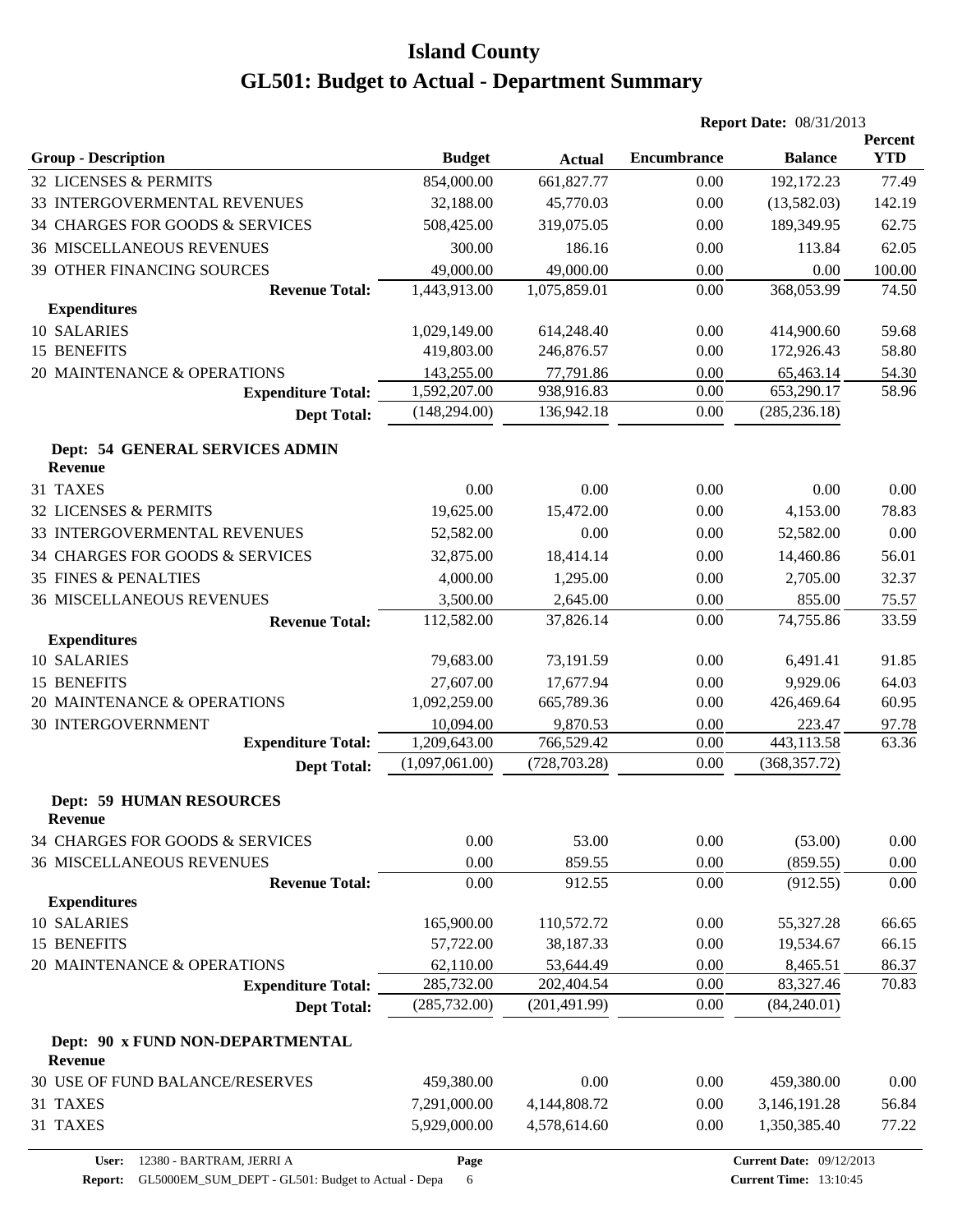# Island County

# GL501: Budget to Actual - Department Summary

**Report Date:** 08/31/2013

| Group - Description | Budget | Actual | Encumbrance | Balance | Percent YTD |
|---|---|---|---|---|---|
| 32 LICENSES & PERMITS | 854,000.00 | 661,827.77 | 0.00 | 192,172.23 | 77.49 |
| 33 INTERGOVERMENTAL REVENUES | 32,188.00 | 45,770.03 | 0.00 | (13,582.03) | 142.19 |
| 34 CHARGES FOR GOODS & SERVICES | 508,425.00 | 319,075.05 | 0.00 | 189,349.95 | 62.75 |
| 36 MISCELLANEOUS REVENUES | 300.00 | 186.16 | 0.00 | 113.84 | 62.05 |
| 39 OTHER FINANCING SOURCES | 49,000.00 | 49,000.00 | 0.00 | 0.00 | 100.00 |
| **Revenue Total:** | 1,443,913.00 | 1,075,859.01 | 0.00 | 368,053.99 | 74.50 |
| **Expenditures** | | | | | |
| 10 SALARIES | 1,029,149.00 | 614,248.40 | 0.00 | 414,900.60 | 59.68 |
| 15 BENEFITS | 419,803.00 | 246,876.57 | 0.00 | 172,926.43 | 58.80 |
| 20 MAINTENANCE & OPERATIONS | 143,255.00 | 77,791.86 | 0.00 | 65,463.14 | 54.30 |
| **Expenditure Total:** | 1,592,207.00 | 938,916.83 | 0.00 | 653,290.17 | 58.96 |
| **Dept Total:** | (148,294.00) | 136,942.18 | 0.00 | (285,236.18) | |
| **Dept: 54 GENERAL SERVICES ADMIN** | | | | | |
| **Revenue** | | | | | |
| 31 TAXES | 0.00 | 0.00 | 0.00 | 0.00 | 0.00 |
| 32 LICENSES & PERMITS | 19,625.00 | 15,472.00 | 0.00 | 4,153.00 | 78.83 |
| 33 INTERGOVERMENTAL REVENUES | 52,582.00 | 0.00 | 0.00 | 52,582.00 | 0.00 |
| 34 CHARGES FOR GOODS & SERVICES | 32,875.00 | 18,414.14 | 0.00 | 14,460.86 | 56.01 |
| 35 FINES & PENALTIES | 4,000.00 | 1,295.00 | 0.00 | 2,705.00 | 32.37 |
| 36 MISCELLANEOUS REVENUES | 3,500.00 | 2,645.00 | 0.00 | 855.00 | 75.57 |
| **Revenue Total:** | 112,582.00 | 37,826.14 | 0.00 | 74,755.86 | 33.59 |
| **Expenditures** | | | | | |
| 10 SALARIES | 79,683.00 | 73,191.59 | 0.00 | 6,491.41 | 91.85 |
| 15 BENEFITS | 27,607.00 | 17,677.94 | 0.00 | 9,929.06 | 64.03 |
| 20 MAINTENANCE & OPERATIONS | 1,092,259.00 | 665,789.36 | 0.00 | 426,469.64 | 60.95 |
| 30 INTERGOVERNMENT | 10,094.00 | 9,870.53 | 0.00 | 223.47 | 97.78 |
| **Expenditure Total:** | 1,209,643.00 | 766,529.42 | 0.00 | 443,113.58 | 63.36 |
| **Dept Total:** | (1,097,061.00) | (728,703.28) | 0.00 | (368,357.72) | |
| **Dept: 59 HUMAN RESOURCES** | | | | | |
| **Revenue** | | | | | |
| 34 CHARGES FOR GOODS & SERVICES | 0.00 | 53.00 | 0.00 | (53.00) | 0.00 |
| 36 MISCELLANEOUS REVENUES | 0.00 | 859.55 | 0.00 | (859.55) | 0.00 |
| **Revenue Total:** | 0.00 | 912.55 | 0.00 | (912.55) | 0.00 |
| **Expenditures** | | | | | |
| 10 SALARIES | 165,900.00 | 110,572.72 | 0.00 | 55,327.28 | 66.65 |
| 15 BENEFITS | 57,722.00 | 38,187.33 | 0.00 | 19,534.67 | 66.15 |
| 20 MAINTENANCE & OPERATIONS | 62,110.00 | 53,644.49 | 0.00 | 8,465.51 | 86.37 |
| **Expenditure Total:** | 285,732.00 | 202,404.54 | 0.00 | 83,327.46 | 70.83 |
| **Dept Total:** | (285,732.00) | (201,491.99) | 0.00 | (84,240.01) | |
| **Dept: 90 x FUND NON-DEPARTMENTAL** | | | | | |
| **Revenue** | | | | | |
| 30 USE OF FUND BALANCE/RESERVES | 459,380.00 | 0.00 | 0.00 | 459,380.00 | 0.00 |
| 31 TAXES | 7,291,000.00 | 4,144,808.72 | 0.00 | 3,146,191.28 | 56.84 |
| 31 TAXES | 5,929,000.00 | 4,578,614.60 | 0.00 | 1,350,385.40 | 77.22 |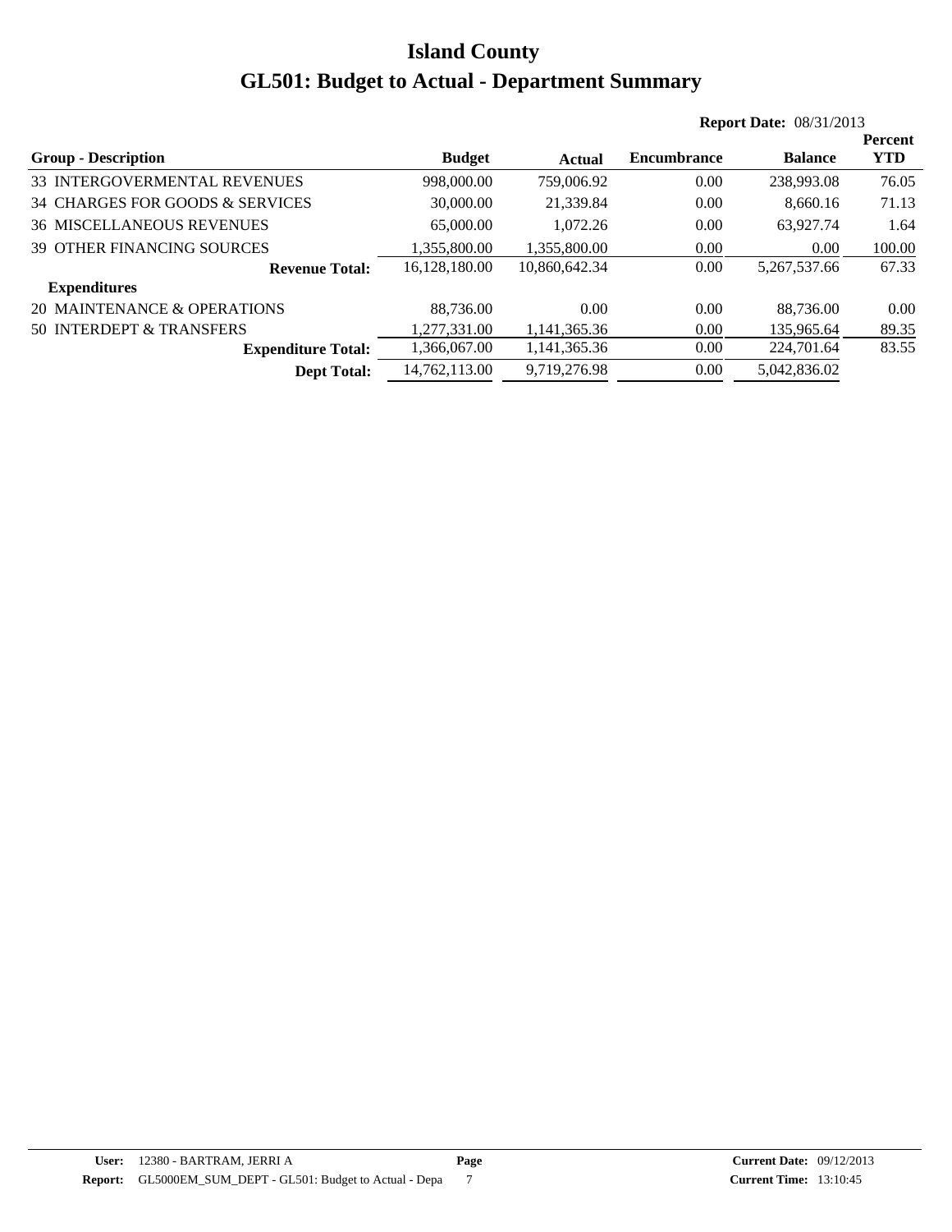# Island County
# GL501: Budget to Actual - Department Summary

**Report Date:** 08/31/2013

| Group - Description | Budget | Actual | Encumbrance | Balance | Percent YTD |
|---|---|---|---|---|---|
| 33 INTERGOVERMENTAL REVENUES | 998,000.00 | 759,006.92 | 0.00 | 238,993.08 | 76.05 |
| 34 CHARGES FOR GOODS & SERVICES | 30,000.00 | 21,339.84 | 0.00 | 8,660.16 | 71.13 |
| 36 MISCELLANEOUS REVENUES | 65,000.00 | 1,072.26 | 0.00 | 63,927.74 | 1.64 |
| 39 OTHER FINANCING SOURCES | 1,355,800.00 | 1,355,800.00 | 0.00 | 0.00 | 100.00 |
| **Revenue Total:** | 16,128,180.00 | 10,860,642.34 | 0.00 | 5,267,537.66 | 67.33 |
| **Expenditures** | | | | | |
| 20 MAINTENANCE & OPERATIONS | 88,736.00 | 0.00 | 0.00 | 88,736.00 | 0.00 |
| 50 INTERDEPT & TRANSFERS | 1,277,331.00 | 1,141,365.36 | 0.00 | 135,965.64 | 89.35 |
| **Expenditure Total:** | 1,366,067.00 | 1,141,365.36 | 0.00 | 224,701.64 | 83.55 |
| **Dept Total:** | 14,762,113.00 | 9,719,276.98 | 0.00 | 5,042,836.02 | |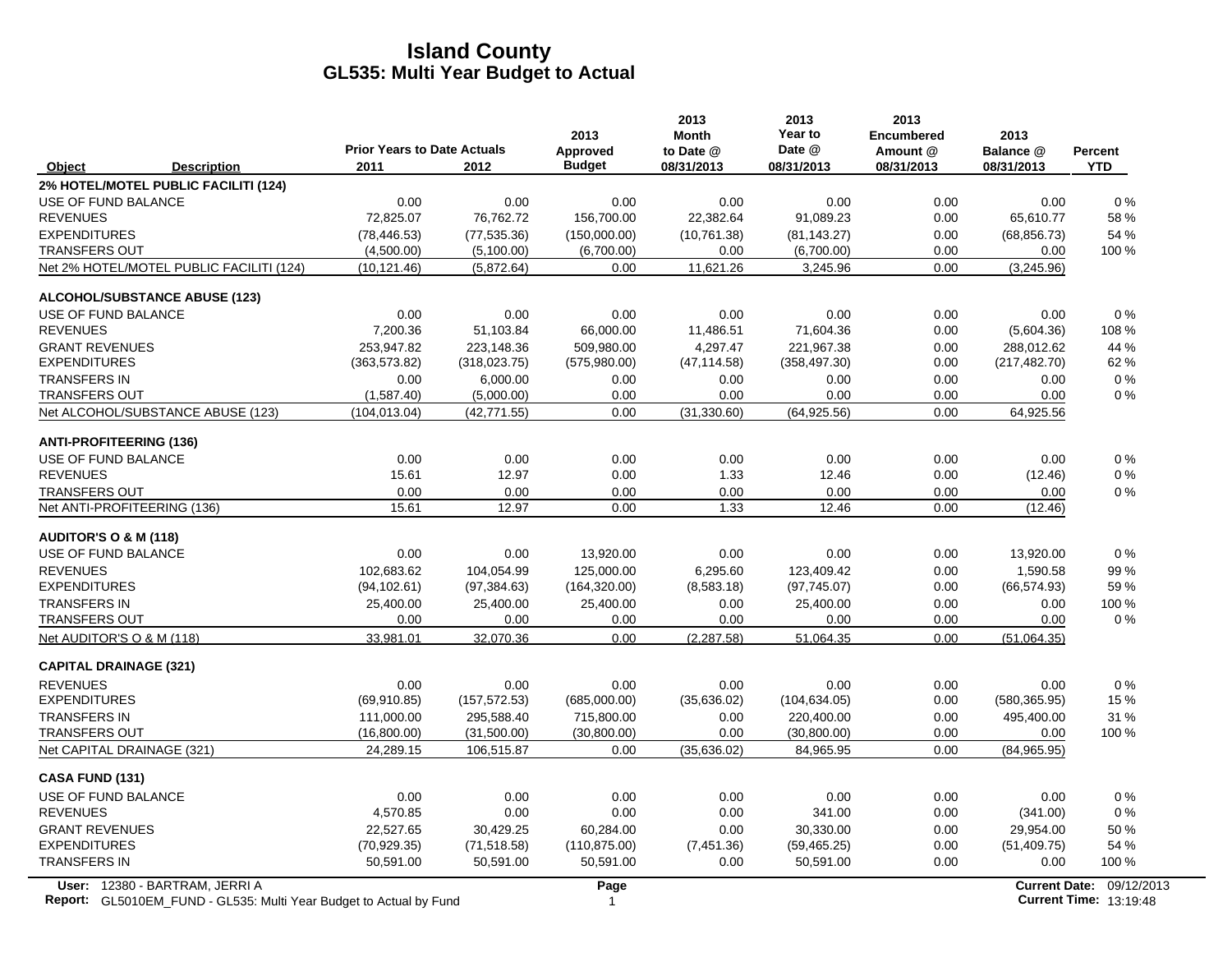# Island County
## GL535: Multi Year Budget to Actual

| Object | Description | Prior Years to Date Actuals 2011 | 2012 | 2013 Approved Budget | 2013 Month to Date @ 08/31/2013 | 2013 Year to Date @ 08/31/2013 | 2013 Encumbered Amount @ 08/31/2013 | 2013 Balance @ 08/31/2013 | Percent YTD |
|---|---|---|---|---|---|---|---|---|---|
| **2% HOTEL/MOTEL PUBLIC FACILITI (124)** | | | | | | | | | |
| USE OF FUND BALANCE | | 0.00 | 0.00 | 0.00 | 0.00 | 0.00 | 0.00 | 0.00 | 0 % |
| REVENUES | | 72,825.07 | 76,762.72 | 156,700.00 | 22,382.64 | 91,089.23 | 0.00 | 65,610.77 | 58 % |
| EXPENDITURES | | (78,446.53) | (77,535.36) | (150,000.00) | (10,761.38) | (81,143.27) | 0.00 | (68,856.73) | 54 % |
| TRANSFERS OUT | | (4,500.00) | (5,100.00) | (6,700.00) | 0.00 | (6,700.00) | 0.00 | 0.00 | 100 % |
| Net 2% HOTEL/MOTEL PUBLIC FACILITI (124) | | (10,121.46) | (5,872.64) | 0.00 | 11,621.26 | 3,245.96 | 0.00 | (3,245.96) | |
| **ALCOHOL/SUBSTANCE ABUSE (123)** | | | | | | | | | |
| USE OF FUND BALANCE | | 0.00 | 0.00 | 0.00 | 0.00 | 0.00 | 0.00 | 0.00 | 0 % |
| REVENUES | | 7,200.36 | 51,103.84 | 66,000.00 | 11,486.51 | 71,604.36 | 0.00 | (5,604.36) | 108 % |
| GRANT REVENUES | | 253,947.82 | 223,148.36 | 509,980.00 | 4,297.47 | 221,967.38 | 0.00 | 288,012.62 | 44 % |
| EXPENDITURES | | (363,573.82) | (318,023.75) | (575,980.00) | (47,114.58) | (358,497.30) | 0.00 | (217,482.70) | 62 % |
| TRANSFERS IN | | 0.00 | 6,000.00 | 0.00 | 0.00 | 0.00 | 0.00 | 0.00 | 0 % |
| TRANSFERS OUT | | (1,587.40) | (5,000.00) | 0.00 | 0.00 | 0.00 | 0.00 | 0.00 | 0 % |
| Net ALCOHOL/SUBSTANCE ABUSE (123) | | (104,013.04) | (42,771.55) | 0.00 | (31,330.60) | (64,925.56) | 0.00 | 64,925.56 | |
| **ANTI-PROFITEERING (136)** | | | | | | | | | |
| USE OF FUND BALANCE | | 0.00 | 0.00 | 0.00 | 0.00 | 0.00 | 0.00 | 0.00 | 0 % |
| REVENUES | | 15.61 | 12.97 | 0.00 | 1.33 | 12.46 | 0.00 | (12.46) | 0 % |
| TRANSFERS OUT | | 0.00 | 0.00 | 0.00 | 0.00 | 0.00 | 0.00 | 0.00 | 0 % |
| Net ANTI-PROFITEERING (136) | | 15.61 | 12.97 | 0.00 | 1.33 | 12.46 | 0.00 | (12.46) | |
| **AUDITOR'S O & M (118)** | | | | | | | | | |
| USE OF FUND BALANCE | | 0.00 | 0.00 | 13,920.00 | 0.00 | 0.00 | 0.00 | 13,920.00 | 0 % |
| REVENUES | | 102,683.62 | 104,054.99 | 125,000.00 | 6,295.60 | 123,409.42 | 0.00 | 1,590.58 | 99 % |
| EXPENDITURES | | (94,102.61) | (97,384.63) | (164,320.00) | (8,583.18) | (97,745.07) | 0.00 | (66,574.93) | 59 % |
| TRANSFERS IN | | 25,400.00 | 25,400.00 | 25,400.00 | 0.00 | 25,400.00 | 0.00 | 0.00 | 100 % |
| TRANSFERS OUT | | 0.00 | 0.00 | 0.00 | 0.00 | 0.00 | 0.00 | 0.00 | 0 % |
| Net AUDITOR'S O & M (118) | | 33,981.01 | 32,070.36 | 0.00 | (2,287.58) | 51,064.35 | 0.00 | (51,064.35) | |
| **CAPITAL DRAINAGE (321)** | | | | | | | | | |
| REVENUES | | 0.00 | 0.00 | 0.00 | 0.00 | 0.00 | 0.00 | 0.00 | 0 % |
| EXPENDITURES | | (69,910.85) | (157,572.53) | (685,000.00) | (35,636.02) | (104,634.05) | 0.00 | (580,365.95) | 15 % |
| TRANSFERS IN | | 111,000.00 | 295,588.40 | 715,800.00 | 0.00 | 220,400.00 | 0.00 | 495,400.00 | 31 % |
| TRANSFERS OUT | | (16,800.00) | (31,500.00) | (30,800.00) | 0.00 | (30,800.00) | 0.00 | 0.00 | 100 % |
| Net CAPITAL DRAINAGE (321) | | 24,289.15 | 106,515.87 | 0.00 | (35,636.02) | 84,965.95 | 0.00 | (84,965.95) | |
| **CASA FUND (131)** | | | | | | | | | |
| USE OF FUND BALANCE | | 0.00 | 0.00 | 0.00 | 0.00 | 0.00 | 0.00 | 0.00 | 0 % |
| REVENUES | | 4,570.85 | 0.00 | 0.00 | 0.00 | 341.00 | 0.00 | (341.00) | 0 % |
| GRANT REVENUES | | 22,527.65 | 30,429.25 | 60,284.00 | 0.00 | 30,330.00 | 0.00 | 29,954.00 | 50 % |
| EXPENDITURES | | (70,929.35) | (71,518.58) | (110,875.00) | (7,451.36) | (59,465.25) | 0.00 | (51,409.75) | 54 % |
| TRANSFERS IN | | 50,591.00 | 50,591.00 | 50,591.00 | 0.00 | 50,591.00 | 0.00 | 0.00 | 100 % |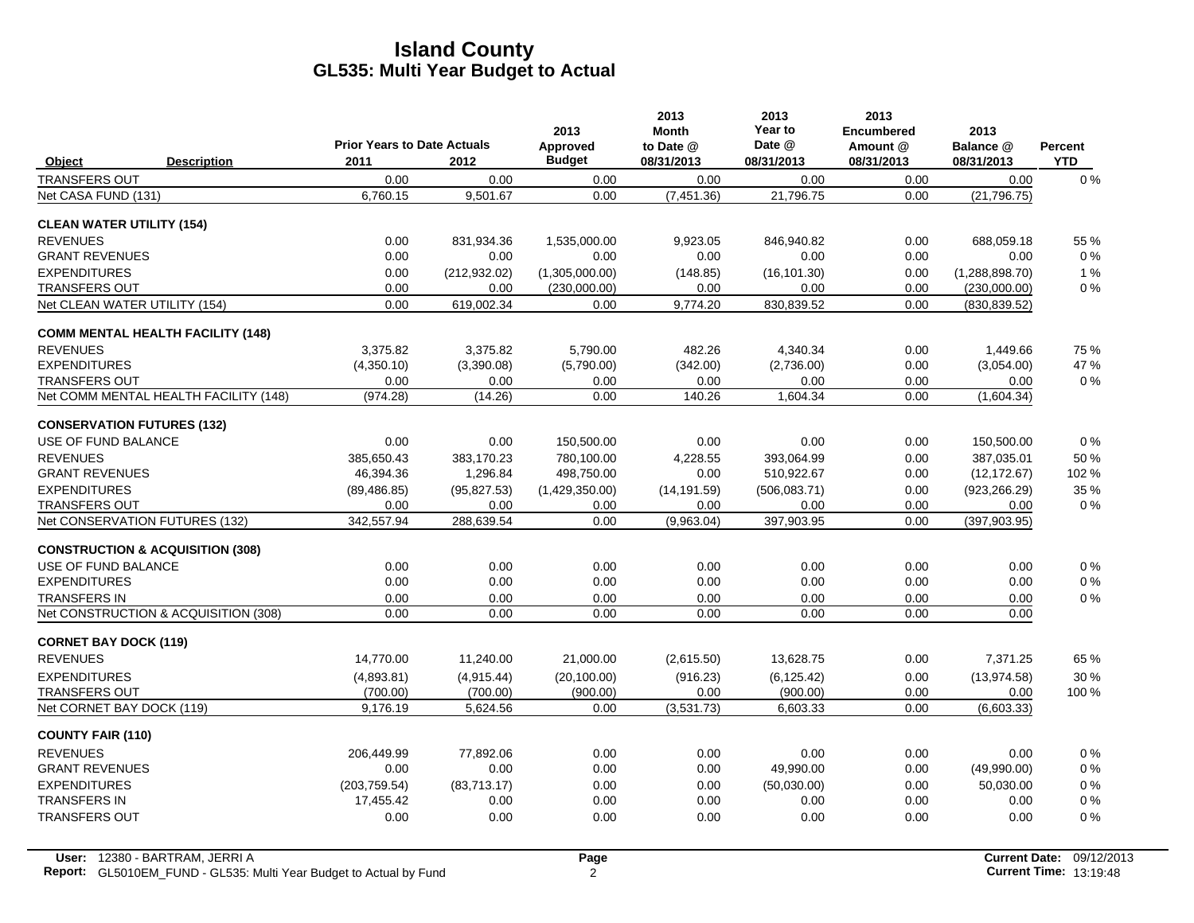# Island County
## GL535: Multi Year Budget to Actual

| Object | Description | Prior Years to Date Actuals 2011 | 2012 | 2013 Approved Budget | 2013 Month to Date @ 08/31/2013 | 2013 Year to Date @ 08/31/2013 | 2013 Encumbered Amount @ 08/31/2013 | 2013 Balance @ 08/31/2013 | Percent YTD |
|---|---|---|---|---|---|---|---|---|---|
| TRANSFERS OUT | | 0.00 | 0.00 | 0.00 | 0.00 | 0.00 | 0.00 | 0.00 | 0 % |
| Net CASA FUND (131) | | 6,760.15 | 9,501.67 | 0.00 | (7,451.36) | 21,796.75 | 0.00 | (21,796.75) | |
| **CLEAN WATER UTILITY (154)** | | | | | | | | | |
| REVENUES | | 0.00 | 831,934.36 | 1,535,000.00 | 9,923.05 | 846,940.82 | 0.00 | 688,059.18 | 55 % |
| GRANT REVENUES | | 0.00 | 0.00 | 0.00 | 0.00 | 0.00 | 0.00 | 0.00 | 0 % |
| EXPENDITURES | | 0.00 | (212,932.02) | (1,305,000.00) | (148.85) | (16,101.30) | 0.00 | (1,288,898.70) | 1 % |
| TRANSFERS OUT | | 0.00 | 0.00 | (230,000.00) | 0.00 | 0.00 | 0.00 | (230,000.00) | 0 % |
| Net CLEAN WATER UTILITY (154) | | 0.00 | 619,002.34 | 0.00 | 9,774.20 | 830,839.52 | 0.00 | (830,839.52) | |
| **COMM MENTAL HEALTH FACILITY (148)** | | | | | | | | | |
| REVENUES | | 3,375.82 | 3,375.82 | 5,790.00 | 482.26 | 4,340.34 | 0.00 | 1,449.66 | 75 % |
| EXPENDITURES | | (4,350.10) | (3,390.08) | (5,790.00) | (342.00) | (2,736.00) | 0.00 | (3,054.00) | 47 % |
| TRANSFERS OUT | | 0.00 | 0.00 | 0.00 | 0.00 | 0.00 | 0.00 | 0.00 | 0 % |
| Net COMM MENTAL HEALTH FACILITY (148) | | (974.28) | (14.26) | 0.00 | 140.26 | 1,604.34 | 0.00 | (1,604.34) | |
| **CONSERVATION FUTURES (132)** | | | | | | | | | |
| USE OF FUND BALANCE | | 0.00 | 0.00 | 150,500.00 | 0.00 | 0.00 | 0.00 | 150,500.00 | 0 % |
| REVENUES | | 385,650.43 | 383,170.23 | 780,100.00 | 4,228.55 | 393,064.99 | 0.00 | 387,035.01 | 50 % |
| GRANT REVENUES | | 46,394.36 | 1,296.84 | 498,750.00 | 0.00 | 510,922.67 | 0.00 | (12,172.67) | 102 % |
| EXPENDITURES | | (89,486.85) | (95,827.53) | (1,429,350.00) | (14,191.59) | (506,083.71) | 0.00 | (923,266.29) | 35 % |
| TRANSFERS OUT | | 0.00 | 0.00 | 0.00 | 0.00 | 0.00 | 0.00 | 0.00 | 0 % |
| Net CONSERVATION FUTURES (132) | | 342,557.94 | 288,639.54 | 0.00 | (9,963.04) | 397,903.95 | 0.00 | (397,903.95) | |
| **CONSTRUCTION & ACQUISITION (308)** | | | | | | | | | |
| USE OF FUND BALANCE | | 0.00 | 0.00 | 0.00 | 0.00 | 0.00 | 0.00 | 0.00 | 0 % |
| EXPENDITURES | | 0.00 | 0.00 | 0.00 | 0.00 | 0.00 | 0.00 | 0.00 | 0 % |
| TRANSFERS IN | | 0.00 | 0.00 | 0.00 | 0.00 | 0.00 | 0.00 | 0.00 | 0 % |
| Net CONSTRUCTION & ACQUISITION (308) | | 0.00 | 0.00 | 0.00 | 0.00 | 0.00 | 0.00 | 0.00 | |
| **CORNET BAY DOCK (119)** | | | | | | | | | |
| REVENUES | | 14,770.00 | 11,240.00 | 21,000.00 | (2,615.50) | 13,628.75 | 0.00 | 7,371.25 | 65 % |
| EXPENDITURES | | (4,893.81) | (4,915.44) | (20,100.00) | (916.23) | (6,125.42) | 0.00 | (13,974.58) | 30 % |
| TRANSFERS OUT | | (700.00) | (700.00) | (900.00) | 0.00 | (900.00) | 0.00 | 0.00 | 100 % |
| Net CORNET BAY DOCK (119) | | 9,176.19 | 5,624.56 | 0.00 | (3,531.73) | 6,603.33 | 0.00 | (6,603.33) | |
| **COUNTY FAIR (110)** | | | | | | | | | |
| REVENUES | | 206,449.99 | 77,892.06 | 0.00 | 0.00 | 0.00 | 0.00 | 0.00 | 0 % |
| GRANT REVENUES | | 0.00 | 0.00 | 0.00 | 0.00 | 49,990.00 | 0.00 | (49,990.00) | 0 % |
| EXPENDITURES | | (203,759.54) | (83,713.17) | 0.00 | 0.00 | (50,030.00) | 0.00 | 50,030.00 | 0 % |
| TRANSFERS IN | | 17,455.42 | 0.00 | 0.00 | 0.00 | 0.00 | 0.00 | 0.00 | 0 % |
| TRANSFERS OUT | | 0.00 | 0.00 | 0.00 | 0.00 | 0.00 | 0.00 | 0.00 | 0 % |

User: 12380 - BARTRAM, JERRI A
Report: GL5010EM_FUND - GL535: Multi Year Budget to Actual by Fund
Current Date: 09/12/2013
Current Time: 13:19:48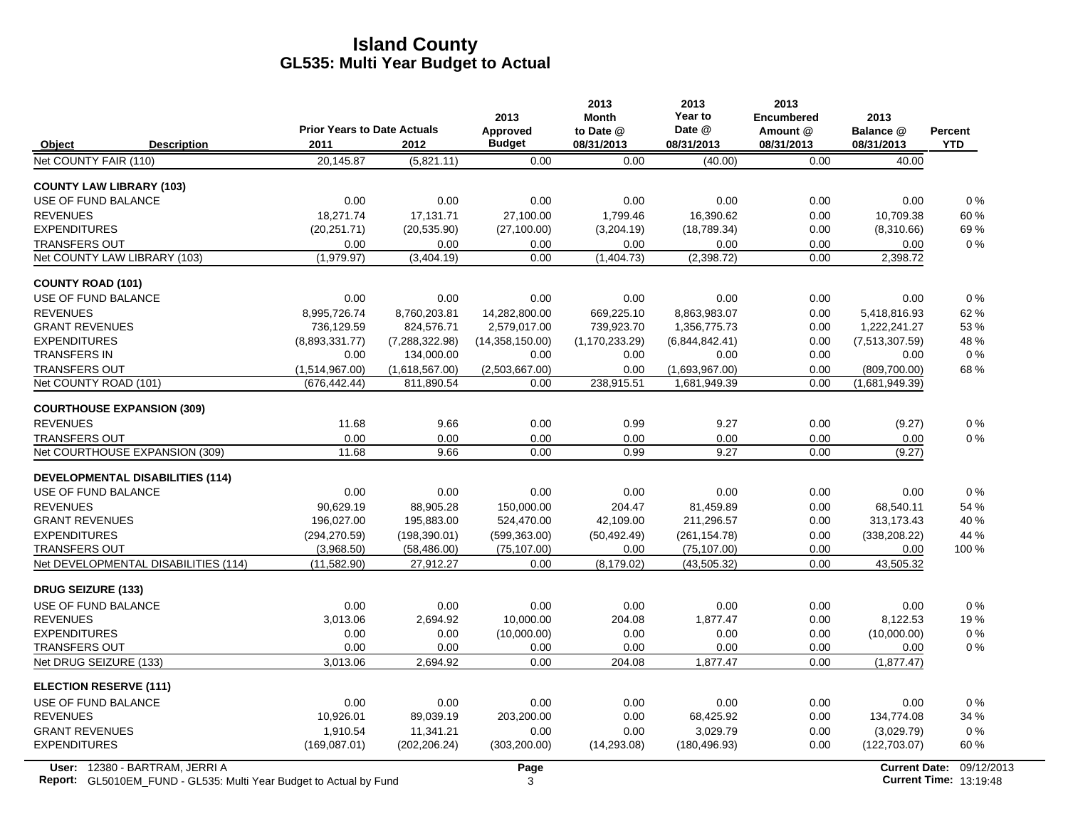# Island County
## GL535: Multi Year Budget to Actual

| Object | Description | Prior Years to Date Actuals 2011 | 2012 | 2013 Approved Budget | 2013 Month to Date @ 08/31/2013 | 2013 Year to Date @ 08/31/2013 | 2013 Encumbered Amount @ 08/31/2013 | 2013 Balance @ 08/31/2013 | Percent YTD |
|---|---|---|---|---|---|---|---|---|---|
| Net COUNTY FAIR (110) | | 20,145.87 | (5,821.11) | 0.00 | 0.00 | (40.00) | 0.00 | 40.00 | |
| **COUNTY LAW LIBRARY (103)** | | | | | | | | | |
| USE OF FUND BALANCE | | 0.00 | 0.00 | 0.00 | 0.00 | 0.00 | 0.00 | 0.00 | 0 % |
| REVENUES | | 18,271.74 | 17,131.71 | 27,100.00 | 1,799.46 | 16,390.62 | 0.00 | 10,709.38 | 60 % |
| EXPENDITURES | | (20,251.71) | (20,535.90) | (27,100.00) | (3,204.19) | (18,789.34) | 0.00 | (8,310.66) | 69 % |
| TRANSFERS OUT | | 0.00 | 0.00 | 0.00 | 0.00 | 0.00 | 0.00 | 0.00 | 0 % |
| Net COUNTY LAW LIBRARY (103) | | (1,979.97) | (3,404.19) | 0.00 | (1,404.73) | (2,398.72) | 0.00 | 2,398.72 | |
| **COUNTY ROAD (101)** | | | | | | | | | |
| USE OF FUND BALANCE | | 0.00 | 0.00 | 0.00 | 0.00 | 0.00 | 0.00 | 0.00 | 0 % |
| REVENUES | | 8,995,726.74 | 8,760,203.81 | 14,282,800.00 | 669,225.10 | 8,863,983.07 | 0.00 | 5,418,816.93 | 62 % |
| GRANT REVENUES | | 736,129.59 | 824,576.71 | 2,579,017.00 | 739,923.70 | 1,356,775.73 | 0.00 | 1,222,241.27 | 53 % |
| EXPENDITURES | | (8,893,331.77) | (7,288,322.98) | (14,358,150.00) | (1,170,233.29) | (6,844,842.41) | 0.00 | (7,513,307.59) | 48 % |
| TRANSFERS IN | | 0.00 | 134,000.00 | 0.00 | 0.00 | 0.00 | 0.00 | 0.00 | 0 % |
| TRANSFERS OUT | | (1,514,967.00) | (1,618,567.00) | (2,503,667.00) | 0.00 | (1,693,967.00) | 0.00 | (809,700.00) | 68 % |
| Net COUNTY ROAD (101) | | (676,442.44) | 811,890.54 | 0.00 | 238,915.51 | 1,681,949.39 | 0.00 | (1,681,949.39) | |
| **COURTHOUSE EXPANSION (309)** | | | | | | | | | |
| REVENUES | | 11.68 | 9.66 | 0.00 | 0.99 | 9.27 | 0.00 | (9.27) | 0 % |
| TRANSFERS OUT | | 0.00 | 0.00 | 0.00 | 0.00 | 0.00 | 0.00 | 0.00 | 0 % |
| Net COURTHOUSE EXPANSION (309) | | 11.68 | 9.66 | 0.00 | 0.99 | 9.27 | 0.00 | (9.27) | |
| **DEVELOPMENTAL DISABILITIES (114)** | | | | | | | | | |
| USE OF FUND BALANCE | | 0.00 | 0.00 | 0.00 | 0.00 | 0.00 | 0.00 | 0.00 | 0 % |
| REVENUES | | 90,629.19 | 88,905.28 | 150,000.00 | 204.47 | 81,459.89 | 0.00 | 68,540.11 | 54 % |
| GRANT REVENUES | | 196,027.00 | 195,883.00 | 524,470.00 | 42,109.00 | 211,296.57 | 0.00 | 313,173.43 | 40 % |
| EXPENDITURES | | (294,270.59) | (198,390.01) | (599,363.00) | (50,492.49) | (261,154.78) | 0.00 | (338,208.22) | 44 % |
| TRANSFERS OUT | | (3,968.50) | (58,486.00) | (75,107.00) | 0.00 | (75,107.00) | 0.00 | 0.00 | 100 % |
| Net DEVELOPMENTAL DISABILITIES (114) | | (11,582.90) | 27,912.27 | 0.00 | (8,179.02) | (43,505.32) | 0.00 | 43,505.32 | |
| **DRUG SEIZURE (133)** | | | | | | | | | |
| USE OF FUND BALANCE | | 0.00 | 0.00 | 0.00 | 0.00 | 0.00 | 0.00 | 0.00 | 0 % |
| REVENUES | | 3,013.06 | 2,694.92 | 10,000.00 | 204.08 | 1,877.47 | 0.00 | 8,122.53 | 19 % |
| EXPENDITURES | | 0.00 | 0.00 | (10,000.00) | 0.00 | 0.00 | 0.00 | (10,000.00) | 0 % |
| TRANSFERS OUT | | 0.00 | 0.00 | 0.00 | 0.00 | 0.00 | 0.00 | 0.00 | 0 % |
| Net DRUG SEIZURE (133) | | 3,013.06 | 2,694.92 | 0.00 | 204.08 | 1,877.47 | 0.00 | (1,877.47) | |
| **ELECTION RESERVE (111)** | | | | | | | | | |
| USE OF FUND BALANCE | | 0.00 | 0.00 | 0.00 | 0.00 | 0.00 | 0.00 | 0.00 | 0 % |
| REVENUES | | 10,926.01 | 89,039.19 | 203,200.00 | 0.00 | 68,425.92 | 0.00 | 134,774.08 | 34 % |
| GRANT REVENUES | | 1,910.54 | 11,341.21 | 0.00 | 0.00 | 3,029.79 | 0.00 | (3,029.79) | 0 % |
| EXPENDITURES | | (169,087.01) | (202,206.24) | (303,200.00) | (14,293.08) | (180,496.93) | 0.00 | (122,703.07) | 60 % |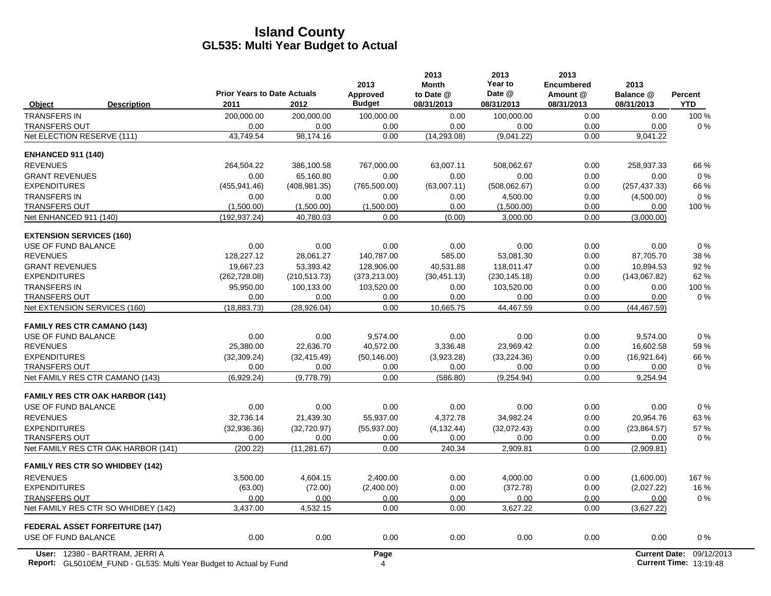# Island County
## GL535: Multi Year Budget to Actual

| Object | Description | Prior Years to Date Actuals 2011 | 2012 | 2013 Approved Budget | 2013 Month to Date @ 08/31/2013 | 2013 Year to Date @ 08/31/2013 | 2013 Encumbered Amount @ 08/31/2013 | 2013 Balance @ 08/31/2013 | Percent YTD |
|---|---|---|---|---|---|---|---|---|---|
| TRANSFERS IN | | 200,000.00 | 200,000.00 | 100,000.00 | 0.00 | 100,000.00 | 0.00 | 0.00 | 100 % |
| TRANSFERS OUT | | 0.00 | 0.00 | 0.00 | 0.00 | 0.00 | 0.00 | 0.00 | 0 % |
| Net ELECTION RESERVE (111) | | 43,749.54 | 98,174.16 | 0.00 | (14,293.08) | (9,041.22) | 0.00 | 9,041.22 | |
| **ENHANCED 911 (140)** | | | | | | | | | |
| REVENUES | | 264,504.22 | 386,100.58 | 767,000.00 | 63,007.11 | 508,062.67 | 0.00 | 258,937.33 | 66 % |
| GRANT REVENUES | | 0.00 | 65,160.80 | 0.00 | 0.00 | 0.00 | 0.00 | 0.00 | 0 % |
| EXPENDITURES | | (455,941.46) | (408,981.35) | (765,500.00) | (63,007.11) | (508,062.67) | 0.00 | (257,437.33) | 66 % |
| TRANSFERS IN | | 0.00 | 0.00 | 0.00 | 0.00 | 4,500.00 | 0.00 | (4,500.00) | 0 % |
| TRANSFERS OUT | | (1,500.00) | (1,500.00) | (1,500.00) | 0.00 | (1,500.00) | 0.00 | 0.00 | 100 % |
| Net ENHANCED 911 (140) | | (192,937.24) | 40,780.03 | 0.00 | (0.00) | 3,000.00 | 0.00 | (3,000.00) | |
| **EXTENSION SERVICES (160)** | | | | | | | | | |
| USE OF FUND BALANCE | | 0.00 | 0.00 | 0.00 | 0.00 | 0.00 | 0.00 | 0.00 | 0 % |
| REVENUES | | 128,227.12 | 28,061.27 | 140,787.00 | 585.00 | 53,081.30 | 0.00 | 87,705.70 | 38 % |
| GRANT REVENUES | | 19,667.23 | 53,393.42 | 128,906.00 | 40,531.88 | 118,011.47 | 0.00 | 10,894.53 | 92 % |
| EXPENDITURES | | (262,728.08) | (210,513.73) | (373,213.00) | (30,451.13) | (230,145.18) | 0.00 | (143,067.82) | 62 % |
| TRANSFERS IN | | 95,950.00 | 100,133.00 | 103,520.00 | 0.00 | 103,520.00 | 0.00 | 0.00 | 100 % |
| TRANSFERS OUT | | 0.00 | 0.00 | 0.00 | 0.00 | 0.00 | 0.00 | 0.00 | 0 % |
| Net EXTENSION SERVICES (160) | | (18,883.73) | (28,926.04) | 0.00 | 10,665.75 | 44,467.59 | 0.00 | (44,467.59) | |
| **FAMILY RES CTR CAMANO (143)** | | | | | | | | | |
| USE OF FUND BALANCE | | 0.00 | 0.00 | 9,574.00 | 0.00 | 0.00 | 0.00 | 9,574.00 | 0 % |
| REVENUES | | 25,380.00 | 22,636.70 | 40,572.00 | 3,336.48 | 23,969.42 | 0.00 | 16,602.58 | 59 % |
| EXPENDITURES | | (32,309.24) | (32,415.49) | (50,146.00) | (3,923.28) | (33,224.36) | 0.00 | (16,921.64) | 66 % |
| TRANSFERS OUT | | 0.00 | 0.00 | 0.00 | 0.00 | 0.00 | 0.00 | 0.00 | 0 % |
| Net FAMILY RES CTR CAMANO (143) | | (6,929.24) | (9,778.79) | 0.00 | (586.80) | (9,254.94) | 0.00 | 9,254.94 | |
| **FAMILY RES CTR OAK HARBOR (141)** | | | | | | | | | |
| USE OF FUND BALANCE | | 0.00 | 0.00 | 0.00 | 0.00 | 0.00 | 0.00 | 0.00 | 0 % |
| REVENUES | | 32,736.14 | 21,439.30 | 55,937.00 | 4,372.78 | 34,982.24 | 0.00 | 20,954.76 | 63 % |
| EXPENDITURES | | (32,936.36) | (32,720.97) | (55,937.00) | (4,132.44) | (32,072.43) | 0.00 | (23,864.57) | 57 % |
| TRANSFERS OUT | | 0.00 | 0.00 | 0.00 | 0.00 | 0.00 | 0.00 | 0.00 | 0 % |
| Net FAMILY RES CTR OAK HARBOR (141) | | (200.22) | (11,281.67) | 0.00 | 240.34 | 2,909.81 | 0.00 | (2,909.81) | |
| **FAMILY RES CTR SO WHIDBEY (142)** | | | | | | | | | |
| REVENUES | | 3,500.00 | 4,604.15 | 2,400.00 | 0.00 | 4,000.00 | 0.00 | (1,600.00) | 167 % |
| EXPENDITURES | | (63.00) | (72.00) | (2,400.00) | 0.00 | (372.78) | 0.00 | (2,027.22) | 16 % |
| TRANSFERS OUT | | 0.00 | 0.00 | 0.00 | 0.00 | 0.00 | 0.00 | 0.00 | 0 % |
| Net FAMILY RES CTR SO WHIDBEY (142) | | 3,437.00 | 4,532.15 | 0.00 | 0.00 | 3,627.22 | 0.00 | (3,627.22) | |
| **FEDERAL ASSET FORFEITURE (147)** | | | | | | | | | |
| USE OF FUND BALANCE | | 0.00 | 0.00 | 0.00 | 0.00 | 0.00 | 0.00 | 0.00 | 0 % |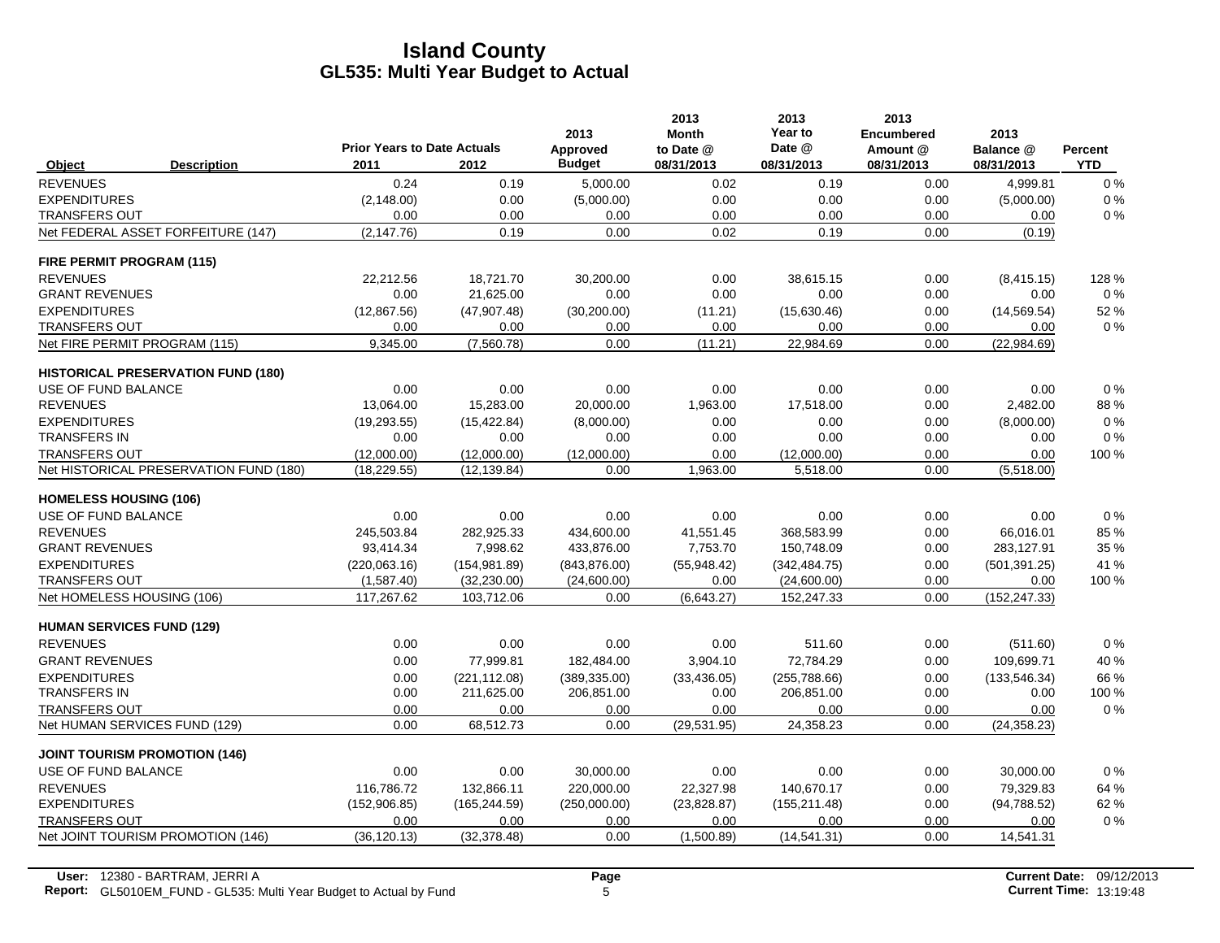# Island County
## GL535: Multi Year Budget to Actual

| Object | Description | Prior Years to Date Actuals 2011 | 2012 | 2013 Approved Budget | 2013 Month to Date @ 08/31/2013 | 2013 Year to Date @ 08/31/2013 | 2013 Encumbered Amount @ 08/31/2013 | 2013 Balance @ 08/31/2013 | Percent YTD |
|---|---|---|---|---|---|---|---|---|---|
| REVENUES | | 0.24 | 0.19 | 5,000.00 | 0.02 | 0.19 | 0.00 | 4,999.81 | 0 % |
| EXPENDITURES | | (2,148.00) | 0.00 | (5,000.00) | 0.00 | 0.00 | 0.00 | (5,000.00) | 0 % |
| TRANSFERS OUT | | 0.00 | 0.00 | 0.00 | 0.00 | 0.00 | 0.00 | 0.00 | 0 % |
| Net FEDERAL ASSET FORFEITURE (147) | | (2,147.76) | 0.19 | 0.00 | 0.02 | 0.19 | 0.00 | (0.19) | |
| **FIRE PERMIT PROGRAM (115)** | | | | | | | | | |
| REVENUES | | 22,212.56 | 18,721.70 | 30,200.00 | 0.00 | 38,615.15 | 0.00 | (8,415.15) | 128 % |
| GRANT REVENUES | | 0.00 | 21,625.00 | 0.00 | 0.00 | 0.00 | 0.00 | 0.00 | 0 % |
| EXPENDITURES | | (12,867.56) | (47,907.48) | (30,200.00) | (11.21) | (15,630.46) | 0.00 | (14,569.54) | 52 % |
| TRANSFERS OUT | | 0.00 | 0.00 | 0.00 | 0.00 | 0.00 | 0.00 | 0.00 | 0 % |
| Net FIRE PERMIT PROGRAM (115) | | 9,345.00 | (7,560.78) | 0.00 | (11.21) | 22,984.69 | 0.00 | (22,984.69) | |
| **HISTORICAL PRESERVATION FUND (180)** | | | | | | | | | |
| USE OF FUND BALANCE | | 0.00 | 0.00 | 0.00 | 0.00 | 0.00 | 0.00 | 0.00 | 0 % |
| REVENUES | | 13,064.00 | 15,283.00 | 20,000.00 | 1,963.00 | 17,518.00 | 0.00 | 2,482.00 | 88 % |
| EXPENDITURES | | (19,293.55) | (15,422.84) | (8,000.00) | 0.00 | 0.00 | 0.00 | (8,000.00) | 0 % |
| TRANSFERS IN | | 0.00 | 0.00 | 0.00 | 0.00 | 0.00 | 0.00 | 0.00 | 0 % |
| TRANSFERS OUT | | (12,000.00) | (12,000.00) | (12,000.00) | 0.00 | (12,000.00) | 0.00 | 0.00 | 100 % |
| Net HISTORICAL PRESERVATION FUND (180) | | (18,229.55) | (12,139.84) | 0.00 | 1,963.00 | 5,518.00 | 0.00 | (5,518.00) | |
| **HOMELESS HOUSING (106)** | | | | | | | | | |
| USE OF FUND BALANCE | | 0.00 | 0.00 | 0.00 | 0.00 | 0.00 | 0.00 | 0.00 | 0 % |
| REVENUES | | 245,503.84 | 282,925.33 | 434,600.00 | 41,551.45 | 368,583.99 | 0.00 | 66,016.01 | 85 % |
| GRANT REVENUES | | 93,414.34 | 7,998.62 | 433,876.00 | 7,753.70 | 150,748.09 | 0.00 | 283,127.91 | 35 % |
| EXPENDITURES | | (220,063.16) | (154,981.89) | (843,876.00) | (55,948.42) | (342,484.75) | 0.00 | (501,391.25) | 41 % |
| TRANSFERS OUT | | (1,587.40) | (32,230.00) | (24,600.00) | 0.00 | (24,600.00) | 0.00 | 0.00 | 100 % |
| Net HOMELESS HOUSING (106) | | 117,267.62 | 103,712.06 | 0.00 | (6,643.27) | 152,247.33 | 0.00 | (152,247.33) | |
| **HUMAN SERVICES FUND (129)** | | | | | | | | | |
| REVENUES | | 0.00 | 0.00 | 0.00 | 0.00 | 511.60 | 0.00 | (511.60) | 0 % |
| GRANT REVENUES | | 0.00 | 77,999.81 | 182,484.00 | 3,904.10 | 72,784.29 | 0.00 | 109,699.71 | 40 % |
| EXPENDITURES | | 0.00 | (221,112.08) | (389,335.00) | (33,436.05) | (255,788.66) | 0.00 | (133,546.34) | 66 % |
| TRANSFERS IN | | 0.00 | 211,625.00 | 206,851.00 | 0.00 | 206,851.00 | 0.00 | 0.00 | 100 % |
| TRANSFERS OUT | | 0.00 | 0.00 | 0.00 | 0.00 | 0.00 | 0.00 | 0.00 | 0 % |
| Net HUMAN SERVICES FUND (129) | | 0.00 | 68,512.73 | 0.00 | (29,531.95) | 24,358.23 | 0.00 | (24,358.23) | |
| **JOINT TOURISM PROMOTION (146)** | | | | | | | | | |
| USE OF FUND BALANCE | | 0.00 | 0.00 | 30,000.00 | 0.00 | 0.00 | 0.00 | 30,000.00 | 0 % |
| REVENUES | | 116,786.72 | 132,866.11 | 220,000.00 | 22,327.98 | 140,670.17 | 0.00 | 79,329.83 | 64 % |
| EXPENDITURES | | (152,906.85) | (165,244.59) | (250,000.00) | (23,828.87) | (155,211.48) | 0.00 | (94,788.52) | 62 % |
| TRANSFERS OUT | | 0.00 | 0.00 | 0.00 | 0.00 | 0.00 | 0.00 | 0.00 | 0 % |
| Net JOINT TOURISM PROMOTION (146) | | (36,120.13) | (32,378.48) | 0.00 | (1,500.89) | (14,541.31) | 0.00 | 14,541.31 | |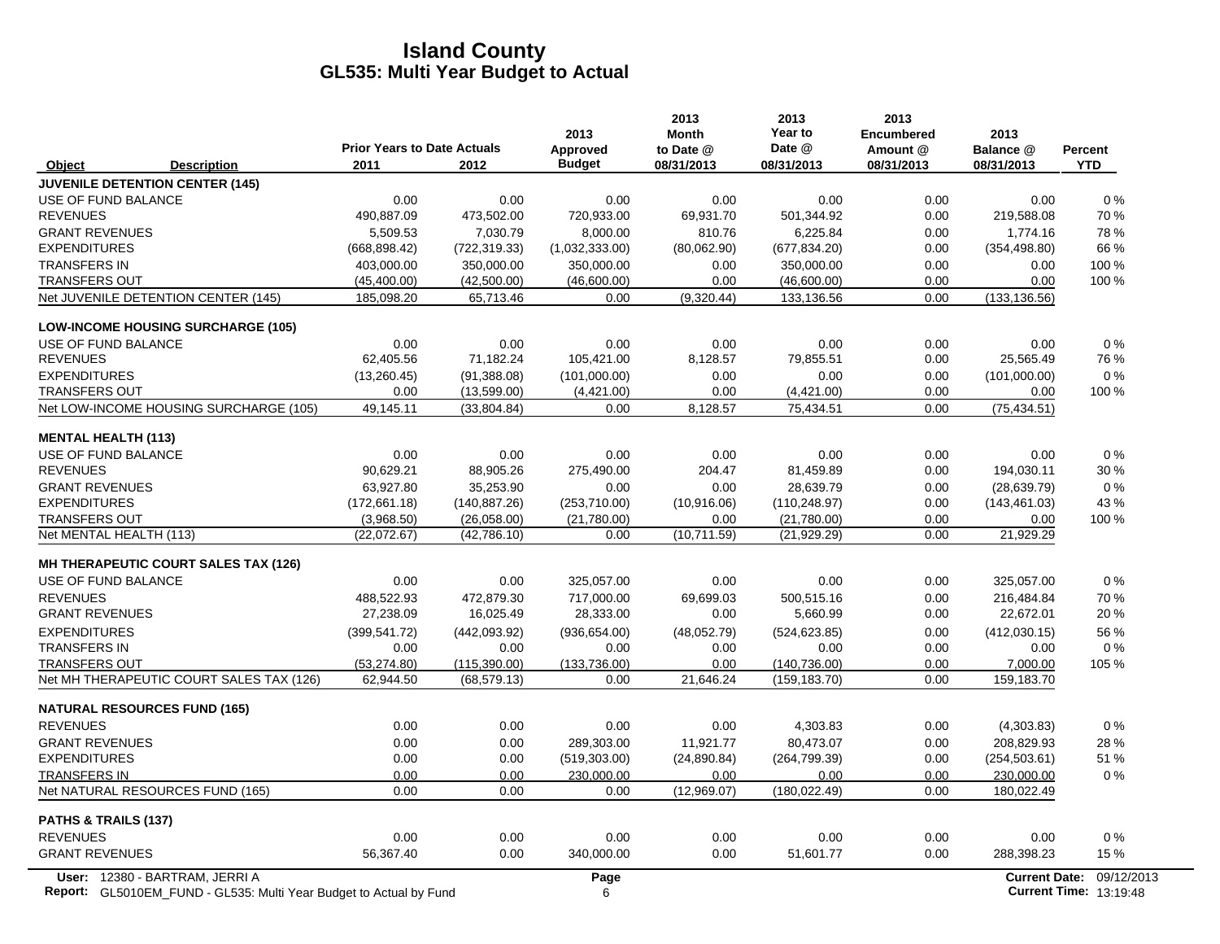# Island County
## GL535: Multi Year Budget to Actual

| Object | Description | Prior Years to Date Actuals 2011 | 2012 | 2013 Approved Budget | 2013 Month to Date @ 08/31/2013 | 2013 Year to Date @ 08/31/2013 | 2013 Encumbered Amount @ 08/31/2013 | 2013 Balance @ 08/31/2013 | Percent YTD |
|---|---|---|---|---|---|---|---|---|---|
| **JUVENILE DETENTION CENTER (145)** | | | | | | | | | |
| USE OF FUND BALANCE | | 0.00 | 0.00 | 0.00 | 0.00 | 0.00 | 0.00 | 0.00 | 0 % |
| REVENUES | | 490,887.09 | 473,502.00 | 720,933.00 | 69,931.70 | 501,344.92 | 0.00 | 219,588.08 | 70 % |
| GRANT REVENUES | | 5,509.53 | 7,030.79 | 8,000.00 | 810.76 | 6,225.84 | 0.00 | 1,774.16 | 78 % |
| EXPENDITURES | | (668,898.42) | (722,319.33) | (1,032,333.00) | (80,062.90) | (677,834.20) | 0.00 | (354,498.80) | 66 % |
| TRANSFERS IN | | 403,000.00 | 350,000.00 | 350,000.00 | 0.00 | 350,000.00 | 0.00 | 0.00 | 100 % |
| TRANSFERS OUT | | (45,400.00) | (42,500.00) | (46,600.00) | 0.00 | (46,600.00) | 0.00 | 0.00 | 100 % |
| Net JUVENILE DETENTION CENTER (145) | | 185,098.20 | 65,713.46 | 0.00 | (9,320.44) | 133,136.56 | 0.00 | (133,136.56) | |
| **LOW-INCOME HOUSING SURCHARGE (105)** | | | | | | | | | |
| USE OF FUND BALANCE | | 0.00 | 0.00 | 0.00 | 0.00 | 0.00 | 0.00 | 0.00 | 0 % |
| REVENUES | | 62,405.56 | 71,182.24 | 105,421.00 | 8,128.57 | 79,855.51 | 0.00 | 25,565.49 | 76 % |
| EXPENDITURES | | (13,260.45) | (91,388.08) | (101,000.00) | 0.00 | 0.00 | 0.00 | (101,000.00) | 0 % |
| TRANSFERS OUT | | 0.00 | (13,599.00) | (4,421.00) | 0.00 | (4,421.00) | 0.00 | 0.00 | 100 % |
| Net LOW-INCOME HOUSING SURCHARGE (105) | | 49,145.11 | (33,804.84) | 0.00 | 8,128.57 | 75,434.51 | 0.00 | (75,434.51) | |
| **MENTAL HEALTH (113)** | | | | | | | | | |
| USE OF FUND BALANCE | | 0.00 | 0.00 | 0.00 | 0.00 | 0.00 | 0.00 | 0.00 | 0 % |
| REVENUES | | 90,629.21 | 88,905.26 | 275,490.00 | 204.47 | 81,459.89 | 0.00 | 194,030.11 | 30 % |
| GRANT REVENUES | | 63,927.80 | 35,253.90 | 0.00 | 0.00 | 28,639.79 | 0.00 | (28,639.79) | 0 % |
| EXPENDITURES | | (172,661.18) | (140,887.26) | (253,710.00) | (10,916.06) | (110,248.97) | 0.00 | (143,461.03) | 43 % |
| TRANSFERS OUT | | (3,968.50) | (26,058.00) | (21,780.00) | 0.00 | (21,780.00) | 0.00 | 0.00 | 100 % |
| Net MENTAL HEALTH (113) | | (22,072.67) | (42,786.10) | 0.00 | (10,711.59) | (21,929.29) | 0.00 | 21,929.29 | |
| **MH THERAPEUTIC COURT SALES TAX (126)** | | | | | | | | | |
| USE OF FUND BALANCE | | 0.00 | 0.00 | 325,057.00 | 0.00 | 0.00 | 0.00 | 325,057.00 | 0 % |
| REVENUES | | 488,522.93 | 472,879.30 | 717,000.00 | 69,699.03 | 500,515.16 | 0.00 | 216,484.84 | 70 % |
| GRANT REVENUES | | 27,238.09 | 16,025.49 | 28,333.00 | 0.00 | 5,660.99 | 0.00 | 22,672.01 | 20 % |
| EXPENDITURES | | (399,541.72) | (442,093.92) | (936,654.00) | (48,052.79) | (524,623.85) | 0.00 | (412,030.15) | 56 % |
| TRANSFERS IN | | 0.00 | 0.00 | 0.00 | 0.00 | 0.00 | 0.00 | 0.00 | 0 % |
| TRANSFERS OUT | | (53,274.80) | (115,390.00) | (133,736.00) | 0.00 | (140,736.00) | 0.00 | 7,000.00 | 105 % |
| Net MH THERAPEUTIC COURT SALES TAX (126) | | 62,944.50 | (68,579.13) | 0.00 | 21,646.24 | (159,183.70) | 0.00 | 159,183.70 | |
| **NATURAL RESOURCES FUND (165)** | | | | | | | | | |
| REVENUES | | 0.00 | 0.00 | 0.00 | 0.00 | 4,303.83 | 0.00 | (4,303.83) | 0 % |
| GRANT REVENUES | | 0.00 | 0.00 | 289,303.00 | 11,921.77 | 80,473.07 | 0.00 | 208,829.93 | 28 % |
| EXPENDITURES | | 0.00 | 0.00 | (519,303.00) | (24,890.84) | (264,799.39) | 0.00 | (254,503.61) | 51 % |
| TRANSFERS IN | | 0.00 | 0.00 | 230,000.00 | 0.00 | 0.00 | 0.00 | 230,000.00 | 0 % |
| Net NATURAL RESOURCES FUND (165) | | 0.00 | 0.00 | 0.00 | (12,969.07) | (180,022.49) | 0.00 | 180,022.49 | |
| **PATHS & TRAILS (137)** | | | | | | | | | |
| REVENUES | | 0.00 | 0.00 | 0.00 | 0.00 | 0.00 | 0.00 | 0.00 | 0 % |
| GRANT REVENUES | | 56,367.40 | 0.00 | 340,000.00 | 0.00 | 51,601.77 | 0.00 | 288,398.23 | 15 % |

User: 12380 - BARTRAM, JERRI A
Report: GL5010EM_FUND - GL535: Multi Year Budget to Actual by Fund
Current Date: 09/12/2013
Current Time: 13:19:48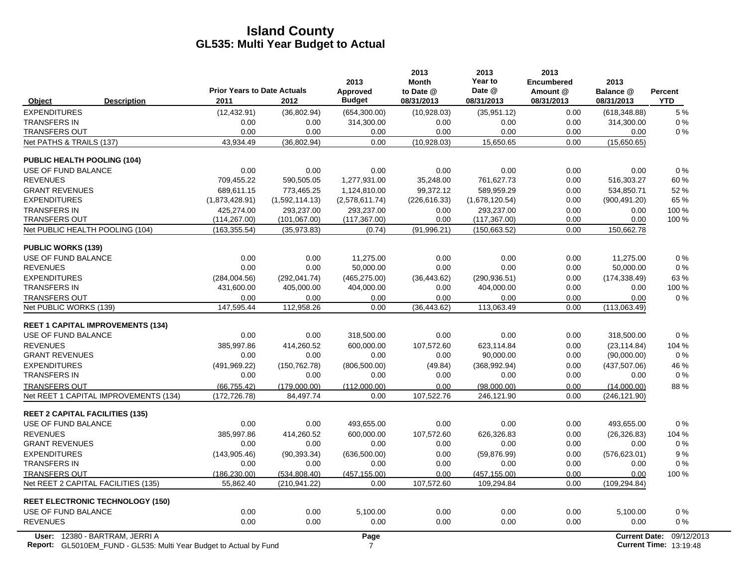# Island County
## GL535: Multi Year Budget to Actual

| Object | Description | Prior Years to Date Actuals 2011 | 2012 | 2013 Approved Budget | 2013 Month to Date @ 08/31/2013 | 2013 Year to Date @ 08/31/2013 | 2013 Encumbered Amount @ 08/31/2013 | 2013 Balance @ 08/31/2013 | Percent YTD |
|---|---|---|---|---|---|---|---|---|---|
| EXPENDITURES | | (12,432.91) | (36,802.94) | (654,300.00) | (10,928.03) | (35,951.12) | 0.00 | (618,348.88) | 5 % |
| TRANSFERS IN | | 0.00 | 0.00 | 314,300.00 | 0.00 | 0.00 | 0.00 | 314,300.00 | 0 % |
| TRANSFERS OUT | | 0.00 | 0.00 | 0.00 | 0.00 | 0.00 | 0.00 | 0.00 | 0 % |
| Net PATHS & TRAILS (137) | | 43,934.49 | (36,802.94) | 0.00 | (10,928.03) | 15,650.65 | 0.00 | (15,650.65) | |
| **PUBLIC HEALTH POOLING (104)** | | | | | | | | | |
| USE OF FUND BALANCE | | 0.00 | 0.00 | 0.00 | 0.00 | 0.00 | 0.00 | 0.00 | 0 % |
| REVENUES | | 709,455.22 | 590,505.05 | 1,277,931.00 | 35,248.00 | 761,627.73 | 0.00 | 516,303.27 | 60 % |
| GRANT REVENUES | | 689,611.15 | 773,465.25 | 1,124,810.00 | 99,372.12 | 589,959.29 | 0.00 | 534,850.71 | 52 % |
| EXPENDITURES | | (1,873,428.91) | (1,592,114.13) | (2,578,611.74) | (226,616.33) | (1,678,120.54) | 0.00 | (900,491.20) | 65 % |
| TRANSFERS IN | | 425,274.00 | 293,237.00 | 293,237.00 | 0.00 | 293,237.00 | 0.00 | 0.00 | 100 % |
| TRANSFERS OUT | | (114,267.00) | (101,067.00) | (117,367.00) | 0.00 | (117,367.00) | 0.00 | 0.00 | 100 % |
| Net PUBLIC HEALTH POOLING (104) | | (163,355.54) | (35,973.83) | (0.74) | (91,996.21) | (150,663.52) | 0.00 | 150,662.78 | |
| **PUBLIC WORKS (139)** | | | | | | | | | |
| USE OF FUND BALANCE | | 0.00 | 0.00 | 11,275.00 | 0.00 | 0.00 | 0.00 | 11,275.00 | 0 % |
| REVENUES | | 0.00 | 0.00 | 50,000.00 | 0.00 | 0.00 | 0.00 | 50,000.00 | 0 % |
| EXPENDITURES | | (284,004.56) | (292,041.74) | (465,275.00) | (36,443.62) | (290,936.51) | 0.00 | (174,338.49) | 63 % |
| TRANSFERS IN | | 431,600.00 | 405,000.00 | 404,000.00 | 0.00 | 404,000.00 | 0.00 | 0.00 | 100 % |
| TRANSFERS OUT | | 0.00 | 0.00 | 0.00 | 0.00 | 0.00 | 0.00 | 0.00 | 0 % |
| Net PUBLIC WORKS (139) | | 147,595.44 | 112,958.26 | 0.00 | (36,443.62) | 113,063.49 | 0.00 | (113,063.49) | |
| **REET 1 CAPITAL IMPROVEMENTS (134)** | | | | | | | | | |
| USE OF FUND BALANCE | | 0.00 | 0.00 | 318,500.00 | 0.00 | 0.00 | 0.00 | 318,500.00 | 0 % |
| REVENUES | | 385,997.86 | 414,260.52 | 600,000.00 | 107,572.60 | 623,114.84 | 0.00 | (23,114.84) | 104 % |
| GRANT REVENUES | | 0.00 | 0.00 | 0.00 | 0.00 | 90,000.00 | 0.00 | (90,000.00) | 0 % |
| EXPENDITURES | | (491,969.22) | (150,762.78) | (806,500.00) | (49.84) | (368,992.94) | 0.00 | (437,507.06) | 46 % |
| TRANSFERS IN | | 0.00 | 0.00 | 0.00 | 0.00 | 0.00 | 0.00 | 0.00 | 0 % |
| TRANSFERS OUT | | (66,755.42) | (179,000.00) | (112,000.00) | 0.00 | (98,000.00) | 0.00 | (14,000.00) | 88 % |
| Net REET 1 CAPITAL IMPROVEMENTS (134) | | (172,726.78) | 84,497.74 | 0.00 | 107,522.76 | 246,121.90 | 0.00 | (246,121.90) | |
| **REET 2 CAPITAL FACILITIES (135)** | | | | | | | | | |
| USE OF FUND BALANCE | | 0.00 | 0.00 | 493,655.00 | 0.00 | 0.00 | 0.00 | 493,655.00 | 0 % |
| REVENUES | | 385,997.86 | 414,260.52 | 600,000.00 | 107,572.60 | 626,326.83 | 0.00 | (26,326.83) | 104 % |
| GRANT REVENUES | | 0.00 | 0.00 | 0.00 | 0.00 | 0.00 | 0.00 | 0.00 | 0 % |
| EXPENDITURES | | (143,905.46) | (90,393.34) | (636,500.00) | 0.00 | (59,876.99) | 0.00 | (576,623.01) | 9 % |
| TRANSFERS IN | | 0.00 | 0.00 | 0.00 | 0.00 | 0.00 | 0.00 | 0.00 | 0 % |
| TRANSFERS OUT | | (186,230.00) | (534,808.40) | (457,155.00) | 0.00 | (457,155.00) | 0.00 | 0.00 | 100 % |
| Net REET 2 CAPITAL FACILITIES (135) | | 55,862.40 | (210,941.22) | 0.00 | 107,572.60 | 109,294.84 | 0.00 | (109,294.84) | |
| **REET ELECTRONIC TECHNOLOGY (150)** | | | | | | | | | |
| USE OF FUND BALANCE | | 0.00 | 0.00 | 5,100.00 | 0.00 | 0.00 | 0.00 | 5,100.00 | 0 % |
| REVENUES | | 0.00 | 0.00 | 0.00 | 0.00 | 0.00 | 0.00 | 0.00 | 0 % |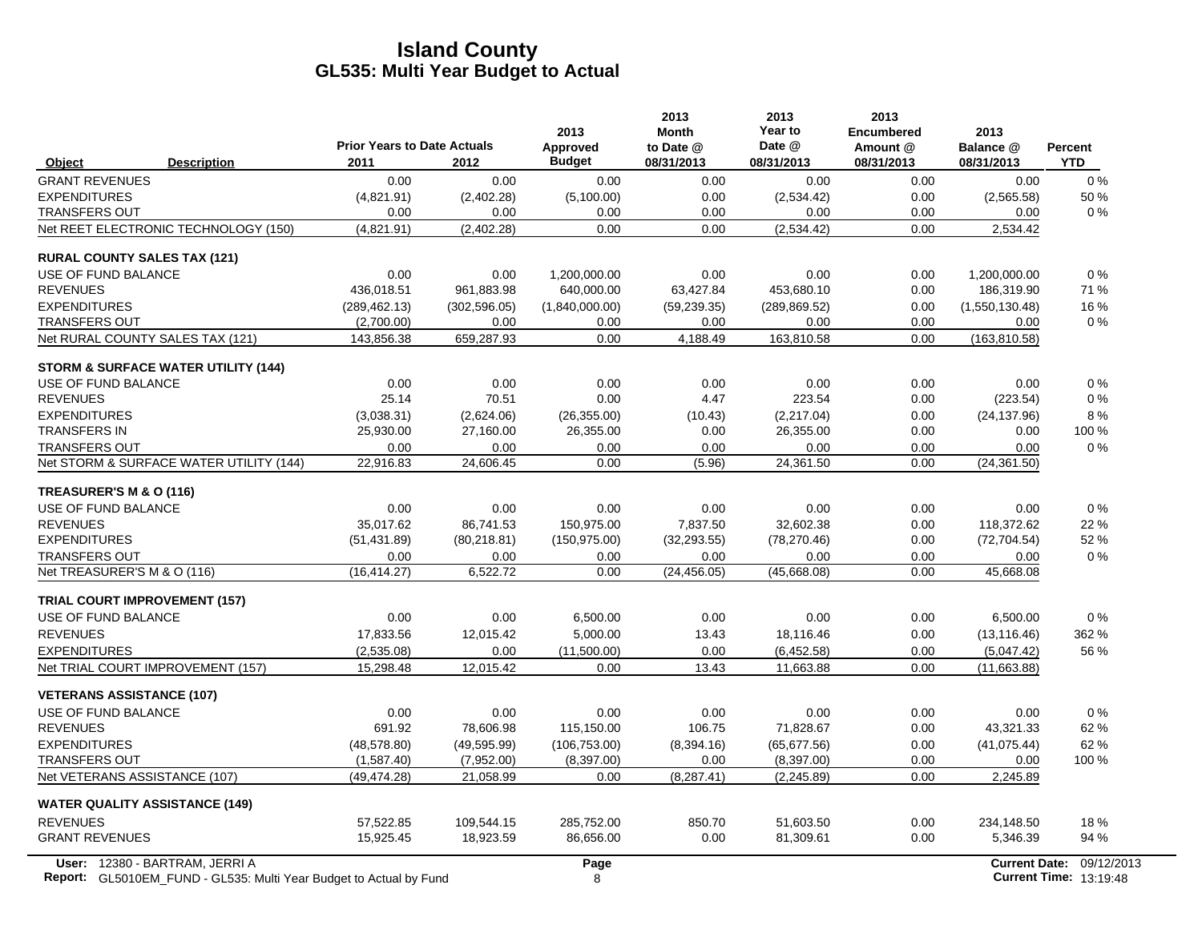# Island County
## GL535: Multi Year Budget to Actual

| Object | Description | Prior Years to Date Actuals 2011 | 2012 | 2013 Approved Budget | 2013 Month to Date @ 08/31/2013 | 2013 Year to Date @ 08/31/2013 | 2013 Encumbered Amount @ 08/31/2013 | 2013 Balance @ 08/31/2013 | Percent YTD |
|---|---|---|---|---|---|---|---|---|---|
| GRANT REVENUES | | 0.00 | 0.00 | 0.00 | 0.00 | 0.00 | 0.00 | 0.00 | 0 % |
| EXPENDITURES | | (4,821.91) | (2,402.28) | (5,100.00) | 0.00 | (2,534.42) | 0.00 | (2,565.58) | 50 % |
| TRANSFERS OUT | | 0.00 | 0.00 | 0.00 | 0.00 | 0.00 | 0.00 | 0.00 | 0 % |
| Net REET ELECTRONIC TECHNOLOGY (150) | | (4,821.91) | (2,402.28) | 0.00 | 0.00 | (2,534.42) | 0.00 | 2,534.42 | |
| **RURAL COUNTY SALES TAX (121)** | | | | | | | | | |
| USE OF FUND BALANCE | | 0.00 | 0.00 | 1,200,000.00 | 0.00 | 0.00 | 0.00 | 1,200,000.00 | 0 % |
| REVENUES | | 436,018.51 | 961,883.98 | 640,000.00 | 63,427.84 | 453,680.10 | 0.00 | 186,319.90 | 71 % |
| EXPENDITURES | | (289,462.13) | (302,596.05) | (1,840,000.00) | (59,239.35) | (289,869.52) | 0.00 | (1,550,130.48) | 16 % |
| TRANSFERS OUT | | (2,700.00) | 0.00 | 0.00 | 0.00 | 0.00 | 0.00 | 0.00 | 0 % |
| Net RURAL COUNTY SALES TAX (121) | | 143,856.38 | 659,287.93 | 0.00 | 4,188.49 | 163,810.58 | 0.00 | (163,810.58) | |
| **STORM & SURFACE WATER UTILITY (144)** | | | | | | | | | |
| USE OF FUND BALANCE | | 0.00 | 0.00 | 0.00 | 0.00 | 0.00 | 0.00 | 0.00 | 0 % |
| REVENUES | | 25.14 | 70.51 | 0.00 | 4.47 | 223.54 | 0.00 | (223.54) | 0 % |
| EXPENDITURES | | (3,038.31) | (2,624.06) | (26,355.00) | (10.43) | (2,217.04) | 0.00 | (24,137.96) | 8 % |
| TRANSFERS IN | | 25,930.00 | 27,160.00 | 26,355.00 | 0.00 | 26,355.00 | 0.00 | 0.00 | 100 % |
| TRANSFERS OUT | | 0.00 | 0.00 | 0.00 | 0.00 | 0.00 | 0.00 | 0.00 | 0 % |
| Net STORM & SURFACE WATER UTILITY (144) | | 22,916.83 | 24,606.45 | 0.00 | (5.96) | 24,361.50 | 0.00 | (24,361.50) | |
| **TREASURER'S M & O (116)** | | | | | | | | | |
| USE OF FUND BALANCE | | 0.00 | 0.00 | 0.00 | 0.00 | 0.00 | 0.00 | 0.00 | 0 % |
| REVENUES | | 35,017.62 | 86,741.53 | 150,975.00 | 7,837.50 | 32,602.38 | 0.00 | 118,372.62 | 22 % |
| EXPENDITURES | | (51,431.89) | (80,218.81) | (150,975.00) | (32,293.55) | (78,270.46) | 0.00 | (72,704.54) | 52 % |
| TRANSFERS OUT | | 0.00 | 0.00 | 0.00 | 0.00 | 0.00 | 0.00 | 0.00 | 0 % |
| Net TREASURER'S M & O (116) | | (16,414.27) | 6,522.72 | 0.00 | (24,456.05) | (45,668.08) | 0.00 | 45,668.08 | |
| **TRIAL COURT IMPROVEMENT (157)** | | | | | | | | | |
| USE OF FUND BALANCE | | 0.00 | 0.00 | 6,500.00 | 0.00 | 0.00 | 0.00 | 6,500.00 | 0 % |
| REVENUES | | 17,833.56 | 12,015.42 | 5,000.00 | 13.43 | 18,116.46 | 0.00 | (13,116.46) | 362 % |
| EXPENDITURES | | (2,535.08) | 0.00 | (11,500.00) | 0.00 | (6,452.58) | 0.00 | (5,047.42) | 56 % |
| Net TRIAL COURT IMPROVEMENT (157) | | 15,298.48 | 12,015.42 | 0.00 | 13.43 | 11,663.88 | 0.00 | (11,663.88) | |
| **VETERANS ASSISTANCE (107)** | | | | | | | | | |
| USE OF FUND BALANCE | | 0.00 | 0.00 | 0.00 | 0.00 | 0.00 | 0.00 | 0.00 | 0 % |
| REVENUES | | 691.92 | 78,606.98 | 115,150.00 | 106.75 | 71,828.67 | 0.00 | 43,321.33 | 62 % |
| EXPENDITURES | | (48,578.80) | (49,595.99) | (106,753.00) | (8,394.16) | (65,677.56) | 0.00 | (41,075.44) | 62 % |
| TRANSFERS OUT | | (1,587.40) | (7,952.00) | (8,397.00) | 0.00 | (8,397.00) | 0.00 | 0.00 | 100 % |
| Net VETERANS ASSISTANCE (107) | | (49,474.28) | 21,058.99 | 0.00 | (8,287.41) | (2,245.89) | 0.00 | 2,245.89 | |
| **WATER QUALITY ASSISTANCE (149)** | | | | | | | | | |
| REVENUES | | 57,522.85 | 109,544.15 | 285,752.00 | 850.70 | 51,603.50 | 0.00 | 234,148.50 | 18 % |
| GRANT REVENUES | | 15,925.45 | 18,923.59 | 86,656.00 | 0.00 | 81,309.61 | 0.00 | 5,346.39 | 94 % |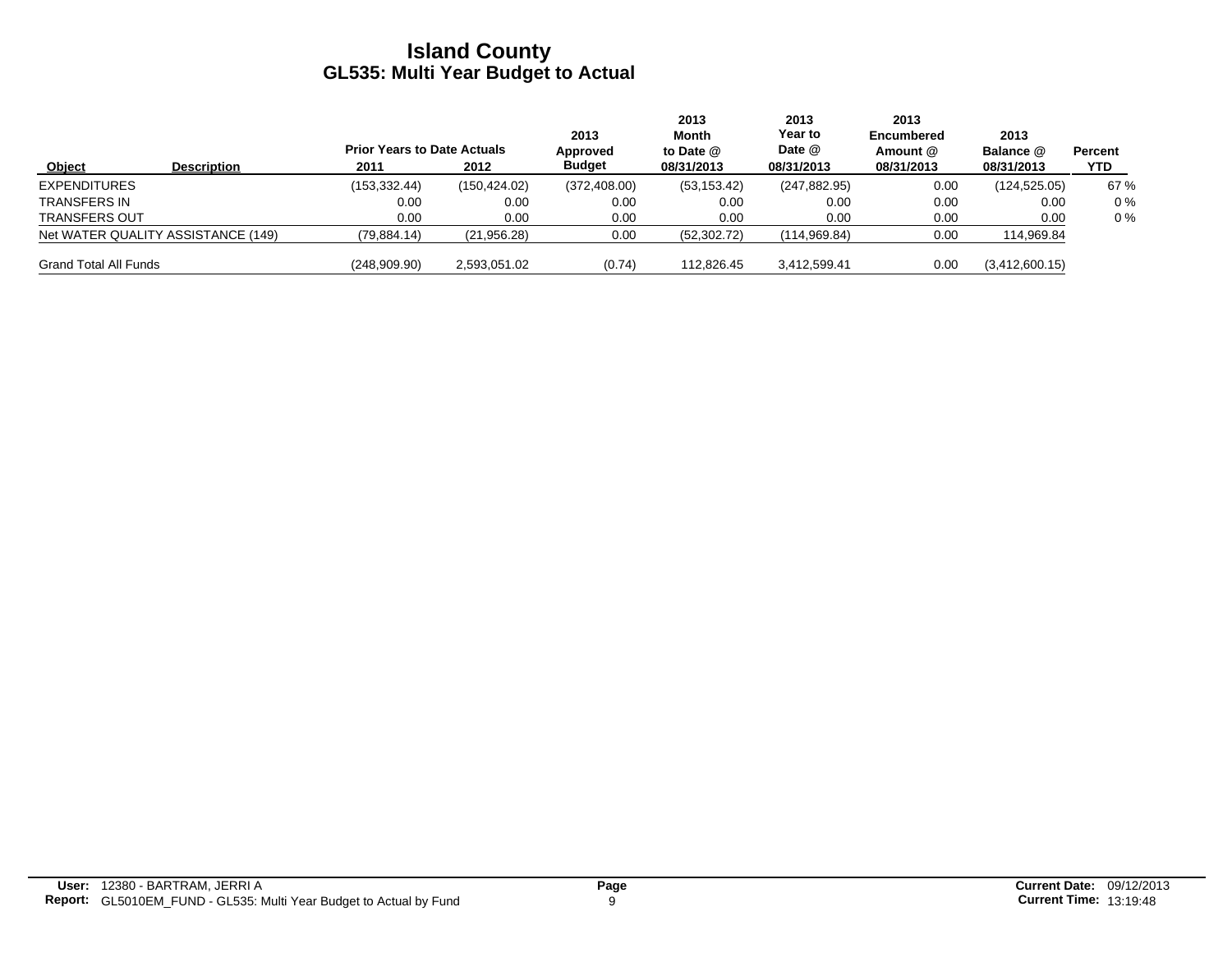# Island County
## GL535: Multi Year Budget to Actual

| Object | Description | Prior Years to Date Actuals 2011 | 2012 | 2013 Approved Budget | 2013 Month to Date @ 08/31/2013 | 2013 Year to Date @ 08/31/2013 | 2013 Encumbered Amount @ 08/31/2013 | 2013 Balance @ 08/31/2013 | Percent YTD |
|---|---|---|---|---|---|---|---|---|---|
| EXPENDITURES | | (153,332.44) | (150,424.02) | (372,408.00) | (53,153.42) | (247,882.95) | 0.00 | (124,525.05) | 67 % |
| TRANSFERS IN | | 0.00 | 0.00 | 0.00 | 0.00 | 0.00 | 0.00 | 0.00 | 0 % |
| TRANSFERS OUT | | 0.00 | 0.00 | 0.00 | 0.00 | 0.00 | 0.00 | 0.00 | 0 % |
| Net WATER QUALITY ASSISTANCE (149) | | (79,884.14) | (21,956.28) | 0.00 | (52,302.72) | (114,969.84) | 0.00 | 114,969.84 | |
| Grand Total All Funds | | (248,909.90) | 2,593,051.02 | (0.74) | 112,826.45 | 3,412,599.41 | 0.00 | (3,412,600.15) | |

**User:** 12380 - BARTRAM, JERRI A
**Report:** GL5010EM_FUND - GL535: Multi Year Budget to Actual by Fund

**Current Date:** 09/12/2013
**Current Time:** 13:19:48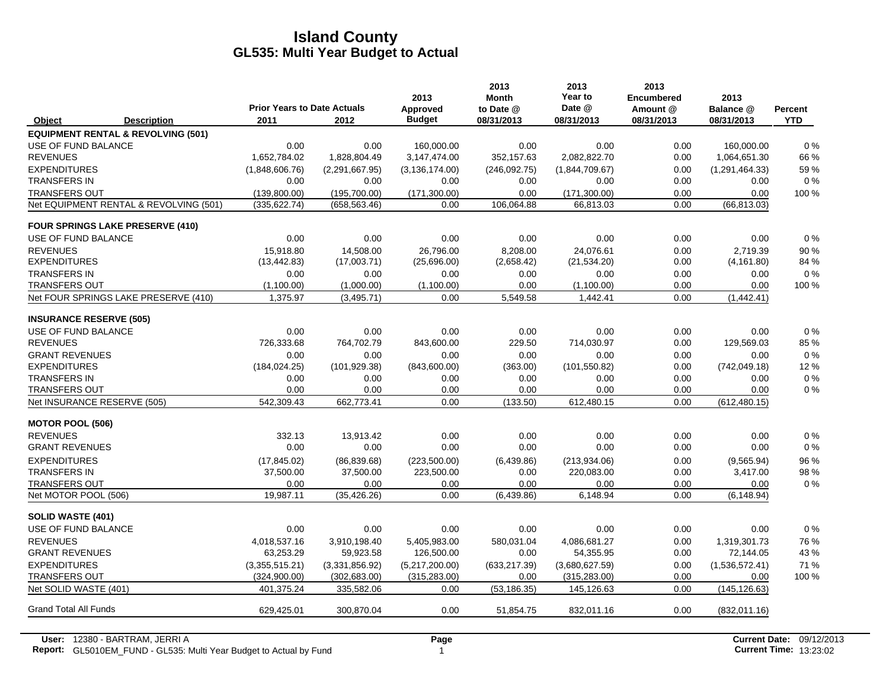# Island County
## GL535: Multi Year Budget to Actual

| Object | Description | Prior Years to Date Actuals 2011 | 2012 | 2013 Approved Budget | 2013 Month to Date @ 08/31/2013 | 2013 Year to Date @ 08/31/2013 | 2013 Encumbered Amount @ 08/31/2013 | 2013 Balance @ 08/31/2013 | Percent YTD |
|---|---|---|---|---|---|---|---|---|---|
| **EQUIPMENT RENTAL & REVOLVING (501)** | | | | | | | | | |
| USE OF FUND BALANCE | | 0.00 | 0.00 | 160,000.00 | 0.00 | 0.00 | 0.00 | 160,000.00 | 0 % |
| REVENUES | | 1,652,784.02 | 1,828,804.49 | 3,147,474.00 | 352,157.63 | 2,082,822.70 | 0.00 | 1,064,651.30 | 66 % |
| EXPENDITURES | | (1,848,606.76) | (2,291,667.95) | (3,136,174.00) | (246,092.75) | (1,844,709.67) | 0.00 | (1,291,464.33) | 59 % |
| TRANSFERS IN | | 0.00 | 0.00 | 0.00 | 0.00 | 0.00 | 0.00 | 0.00 | 0 % |
| TRANSFERS OUT | | (139,800.00) | (195,700.00) | (171,300.00) | 0.00 | (171,300.00) | 0.00 | 0.00 | 100 % |
| Net EQUIPMENT RENTAL & REVOLVING (501) | | (335,622.74) | (658,563.46) | 0.00 | 106,064.88 | 66,813.03 | 0.00 | (66,813.03) | |
| **FOUR SPRINGS LAKE PRESERVE (410)** | | | | | | | | | |
| USE OF FUND BALANCE | | 0.00 | 0.00 | 0.00 | 0.00 | 0.00 | 0.00 | 0.00 | 0 % |
| REVENUES | | 15,918.80 | 14,508.00 | 26,796.00 | 8,208.00 | 24,076.61 | 0.00 | 2,719.39 | 90 % |
| EXPENDITURES | | (13,442.83) | (17,003.71) | (25,696.00) | (2,658.42) | (21,534.20) | 0.00 | (4,161.80) | 84 % |
| TRANSFERS IN | | 0.00 | 0.00 | 0.00 | 0.00 | 0.00 | 0.00 | 0.00 | 0 % |
| TRANSFERS OUT | | (1,100.00) | (1,000.00) | (1,100.00) | 0.00 | (1,100.00) | 0.00 | 0.00 | 100 % |
| Net FOUR SPRINGS LAKE PRESERVE (410) | | 1,375.97 | (3,495.71) | 0.00 | 5,549.58 | 1,442.41 | 0.00 | (1,442.41) | |
| **INSURANCE RESERVE (505)** | | | | | | | | | |
| USE OF FUND BALANCE | | 0.00 | 0.00 | 0.00 | 0.00 | 0.00 | 0.00 | 0.00 | 0 % |
| REVENUES | | 726,333.68 | 764,702.79 | 843,600.00 | 229.50 | 714,030.97 | 0.00 | 129,569.03 | 85 % |
| GRANT REVENUES | | 0.00 | 0.00 | 0.00 | 0.00 | 0.00 | 0.00 | 0.00 | 0 % |
| EXPENDITURES | | (184,024.25) | (101,929.38) | (843,600.00) | (363.00) | (101,550.82) | 0.00 | (742,049.18) | 12 % |
| TRANSFERS IN | | 0.00 | 0.00 | 0.00 | 0.00 | 0.00 | 0.00 | 0.00 | 0 % |
| TRANSFERS OUT | | 0.00 | 0.00 | 0.00 | 0.00 | 0.00 | 0.00 | 0.00 | 0 % |
| Net INSURANCE RESERVE (505) | | 542,309.43 | 662,773.41 | 0.00 | (133.50) | 612,480.15 | 0.00 | (612,480.15) | |
| **MOTOR POOL (506)** | | | | | | | | | |
| REVENUES | | 332.13 | 13,913.42 | 0.00 | 0.00 | 0.00 | 0.00 | 0.00 | 0 % |
| GRANT REVENUES | | 0.00 | 0.00 | 0.00 | 0.00 | 0.00 | 0.00 | 0.00 | 0 % |
| EXPENDITURES | | (17,845.02) | (86,839.68) | (223,500.00) | (6,439.86) | (213,934.06) | 0.00 | (9,565.94) | 96 % |
| TRANSFERS IN | | 37,500.00 | 37,500.00 | 223,500.00 | 0.00 | 220,083.00 | 0.00 | 3,417.00 | 98 % |
| TRANSFERS OUT | | 0.00 | 0.00 | 0.00 | 0.00 | 0.00 | 0.00 | 0.00 | 0 % |
| Net MOTOR POOL (506) | | 19,987.11 | (35,426.26) | 0.00 | (6,439.86) | 6,148.94 | 0.00 | (6,148.94) | |
| **SOLID WASTE (401)** | | | | | | | | | |
| USE OF FUND BALANCE | | 0.00 | 0.00 | 0.00 | 0.00 | 0.00 | 0.00 | 0.00 | 0 % |
| REVENUES | | 4,018,537.16 | 3,910,198.40 | 5,405,983.00 | 580,031.04 | 4,086,681.27 | 0.00 | 1,319,301.73 | 76 % |
| GRANT REVENUES | | 63,253.29 | 59,923.58 | 126,500.00 | 0.00 | 54,355.95 | 0.00 | 72,144.05 | 43 % |
| EXPENDITURES | | (3,355,515.21) | (3,331,856.92) | (5,217,200.00) | (633,217.39) | (3,680,627.59) | 0.00 | (1,536,572.41) | 71 % |
| TRANSFERS OUT | | (324,900.00) | (302,683.00) | (315,283.00) | 0.00 | (315,283.00) | 0.00 | 0.00 | 100 % |
| Net SOLID WASTE (401) | | 401,375.24 | 335,582.06 | 0.00 | (53,186.35) | 145,126.63 | 0.00 | (145,126.63) | |
| Grand Total All Funds | | 629,425.01 | 300,870.04 | 0.00 | 51,854.75 | 832,011.16 | 0.00 | (832,011.16) | |

**User:** 12380 - BARTRAM, JERRI A
**Report:** GL5010EM_FUND - GL535: Multi Year Budget to Actual by Fund

**Current Date:** 09/12/2013
**Current Time:** 13:23:02